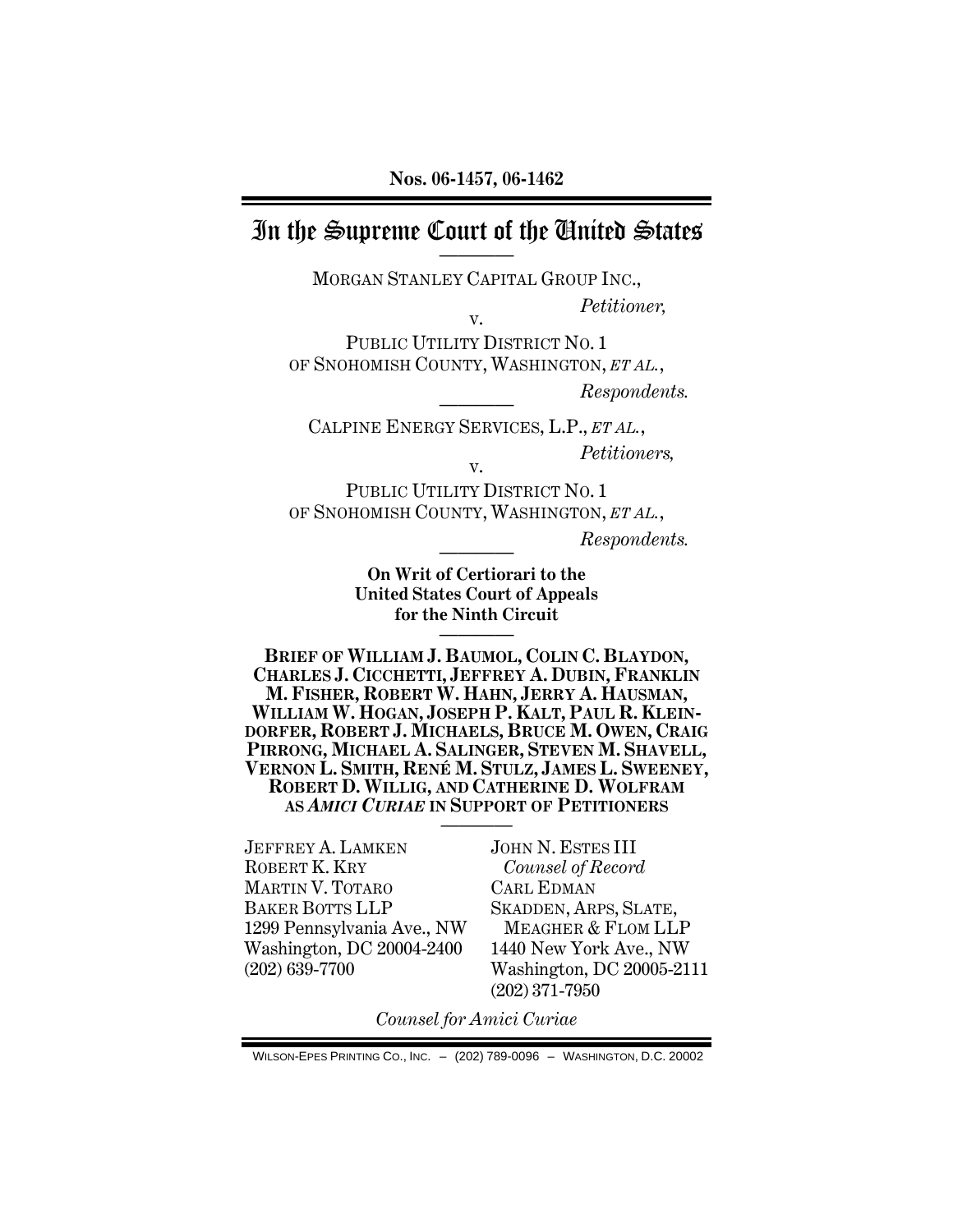**Nos. 06-1457, 06-1462**

# In the Supreme Court of the United States

MORGAN STANLEY CAPITAL GROUP INC.,

*Petitioner,*

v.

PUBLIC UTILITY DISTRICT NO. 1 OF SNOHOMISH COUNTY, WASHINGTON, *ET AL.*,

*Respondents.*

---

CALPINE ENERGY SERVICES, L.P., *ET AL.*,

*Petitioners,*

v.

PUBLIC UTILITY DISTRICT NO. 1 OF SNOHOMISH COUNTY, WASHINGTON, *ET AL.*,

*Respondents.*

---

**On Writ of Certiorari to the United States Court of Appeals for the Ninth Circuit**

---

**BRIEF OF WILLIAM J. BAUMOL, COLIN C. BLAYDON, CHARLES J. CICCHETTI, JEFFREY A. DUBIN, FRANKLIN M. FISHER, ROBERT W. HAHN, JERRY A. HAUSMAN, WILLIAM W. HOGAN, JOSEPH P. KALT, PAUL R. KLEINDORFER, ROBERT J. MICHAELS, BRUCE M. OWEN, CRAIG PIRRONG, MICHAEL A. SALINGER, STEVEN M. SHAVELL, VERNON L. SMITH, RENÉ M. STULZ, JAMES L. SWEENEY, ROBERT D. WILLIG, AND CATHERINE D. WOLFRAM AS *AMICI CURIAE* IN SUPPORT OF PETITIONERS**

---

JEFFREY A. LAMKEN
ROBERT K. KRY
MARTIN V. TOTARO
BAKER BOTTS LLP
1299 Pennsylvania Ave., NW
Washington, DC 20004-2400
(202) 639-7700

JOHN N. ESTES III
*Counsel of Record*
CARL EDMAN
SKADDEN, ARPS, SLATE, MEAGHER & FLOM LLP
1440 New York Ave., NW
Washington, DC 20005-2111
(202) 371-7950

*Counsel for Amici Curiae*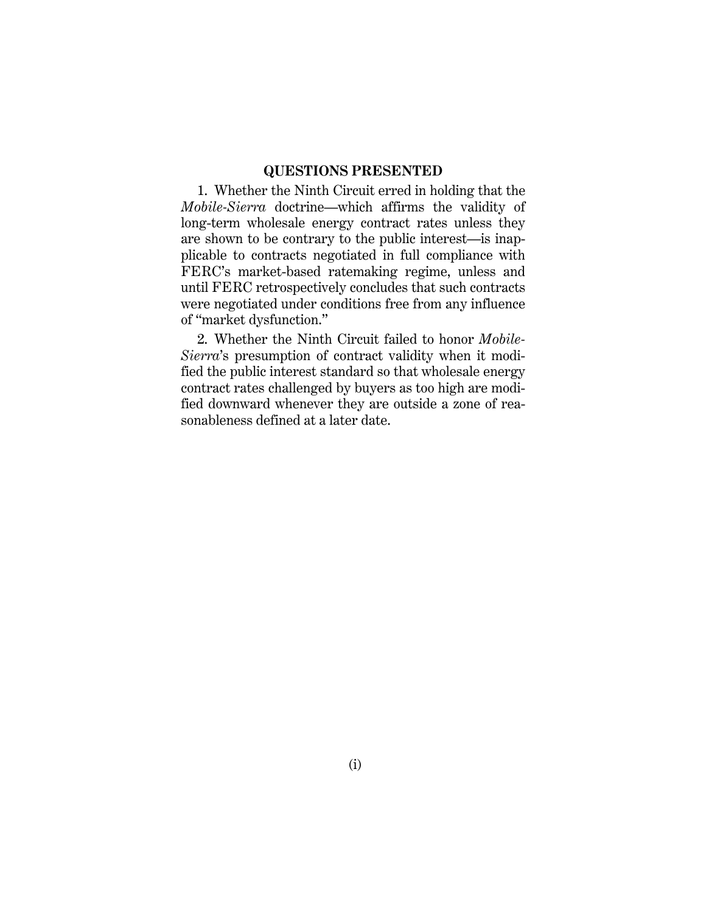## QUESTIONS PRESENTED

1. Whether the Ninth Circuit erred in holding that the *Mobile-Sierra* doctrine—which affirms the validity of long-term wholesale energy contract rates unless they are shown to be contrary to the public interest—is inapplicable to contracts negotiated in full compliance with FERC's market-based ratemaking regime, unless and until FERC retrospectively concludes that such contracts were negotiated under conditions free from any influence of "market dysfunction."

2. Whether the Ninth Circuit failed to honor *Mobile-Sierra*'s presumption of contract validity when it modified the public interest standard so that wholesale energy contract rates challenged by buyers as too high are modified downward whenever they are outside a zone of reasonableness defined at a later date.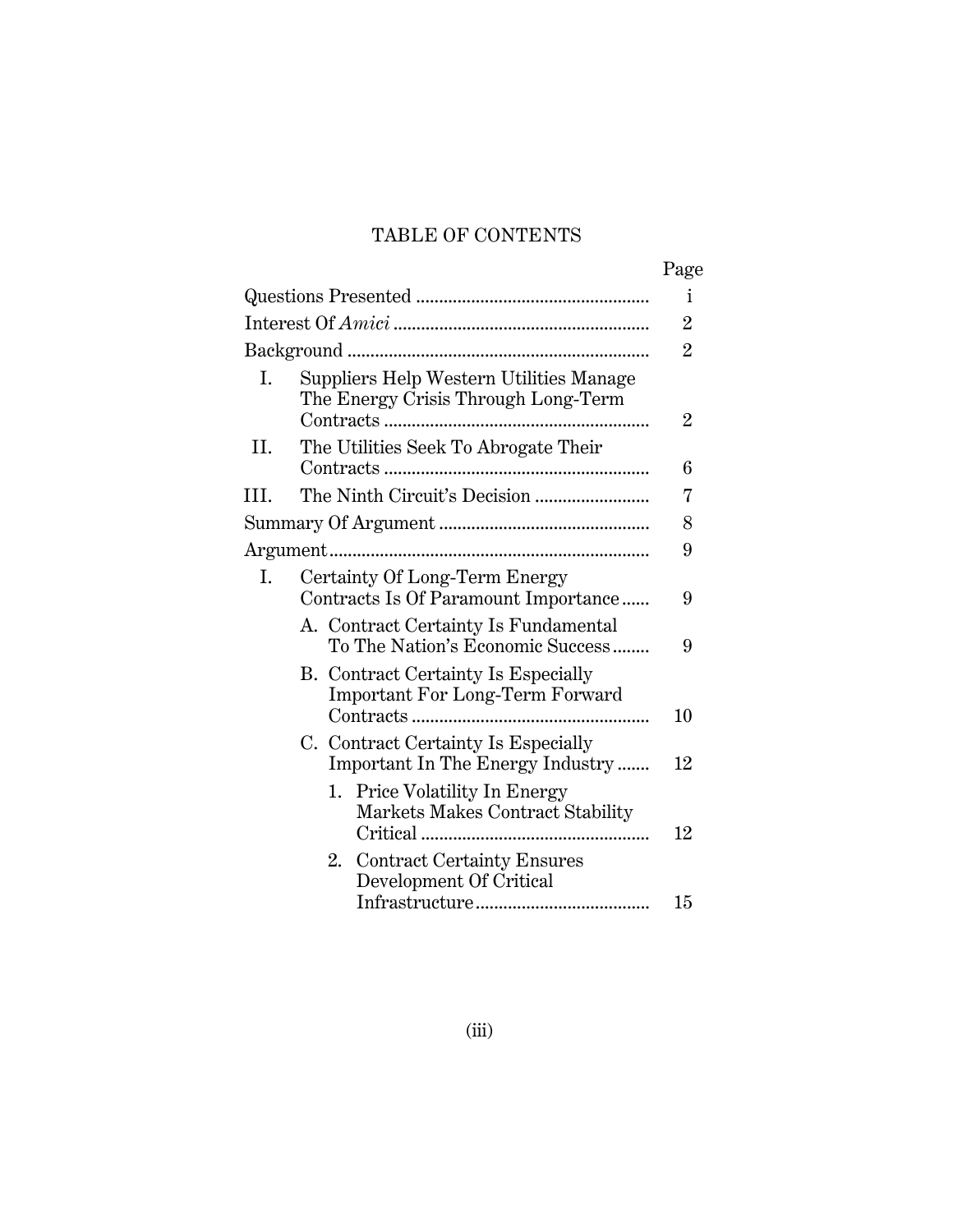# TABLE OF CONTENTS

| | Page |
|---|---|
| Questions Presented | i |
| Interest Of *Amici* | 2 |
| Background | 2 |
| I. Suppliers Help Western Utilities Manage The Energy Crisis Through Long-Term Contracts | 2 |
| II. The Utilities Seek To Abrogate Their Contracts | 6 |
| III. The Ninth Circuit's Decision | 7 |
| Summary Of Argument | 8 |
| Argument | 9 |
| I. Certainty Of Long-Term Energy Contracts Is Of Paramount Importance | 9 |
| A. Contract Certainty Is Fundamental To The Nation's Economic Success | 9 |
| B. Contract Certainty Is Especially Important For Long-Term Forward Contracts | 10 |
| C. Contract Certainty Is Especially Important In The Energy Industry | 12 |
| 1. Price Volatility In Energy Markets Makes Contract Stability Critical | 12 |
| 2. Contract Certainty Ensures Development Of Critical Infrastructure | 15 |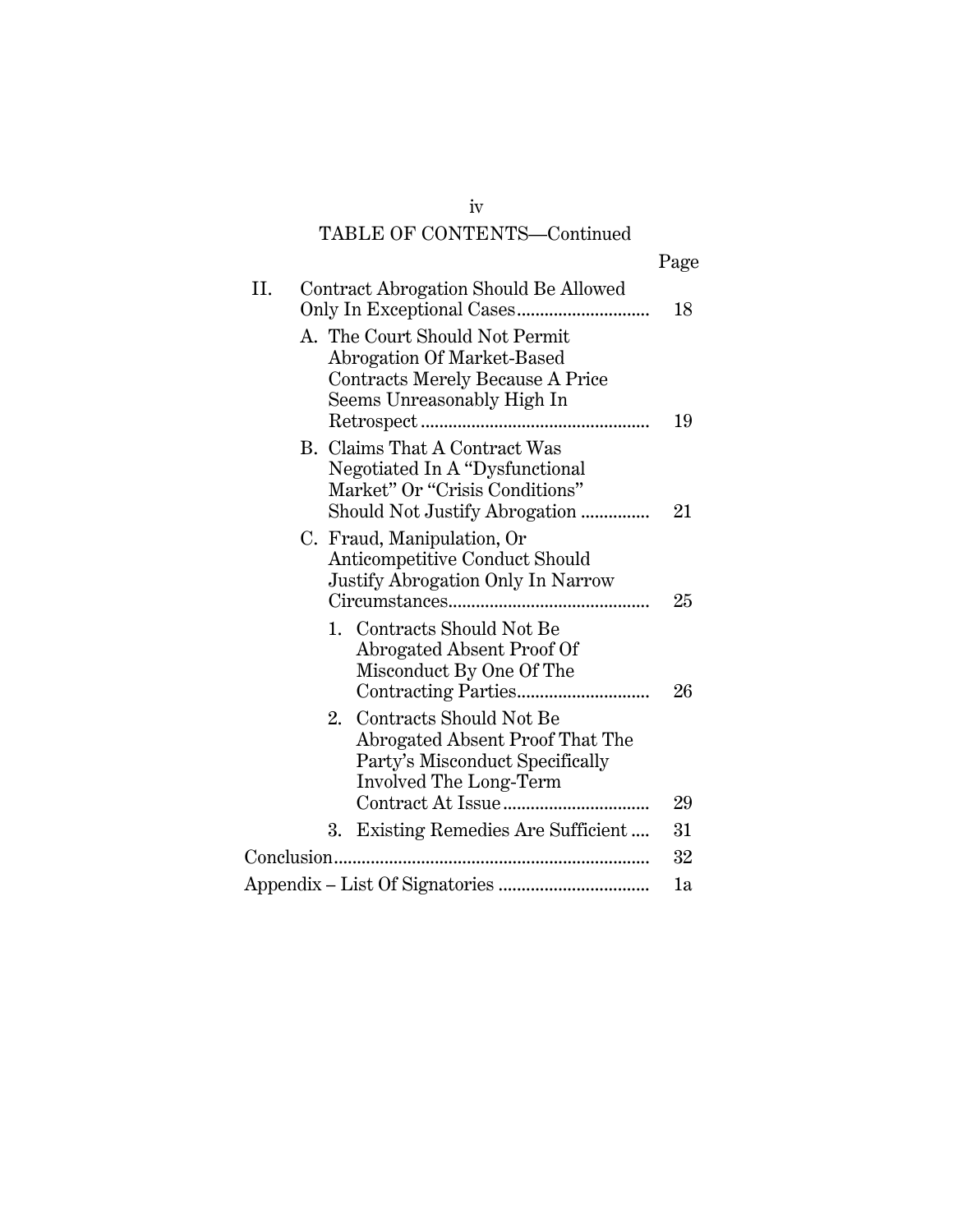TABLE OF CONTENTS—Continued

| | Page |
|---|---|
| II. Contract Abrogation Should Be Allowed Only In Exceptional Cases | 18 |
| A. The Court Should Not Permit Abrogation Of Market-Based Contracts Merely Because A Price Seems Unreasonably High In Retrospect | 19 |
| B. Claims That A Contract Was Negotiated In A "Dysfunctional Market" Or "Crisis Conditions" Should Not Justify Abrogation | 21 |
| C. Fraud, Manipulation, Or Anticompetitive Conduct Should Justify Abrogation Only In Narrow Circumstances | 25 |
| 1. Contracts Should Not Be Abrogated Absent Proof Of Misconduct By One Of The Contracting Parties | 26 |
| 2. Contracts Should Not Be Abrogated Absent Proof That The Party's Misconduct Specifically Involved The Long-Term Contract At Issue | 29 |
| 3. Existing Remedies Are Sufficient | 31 |
| Conclusion | 32 |
| Appendix – List Of Signatories | 1a |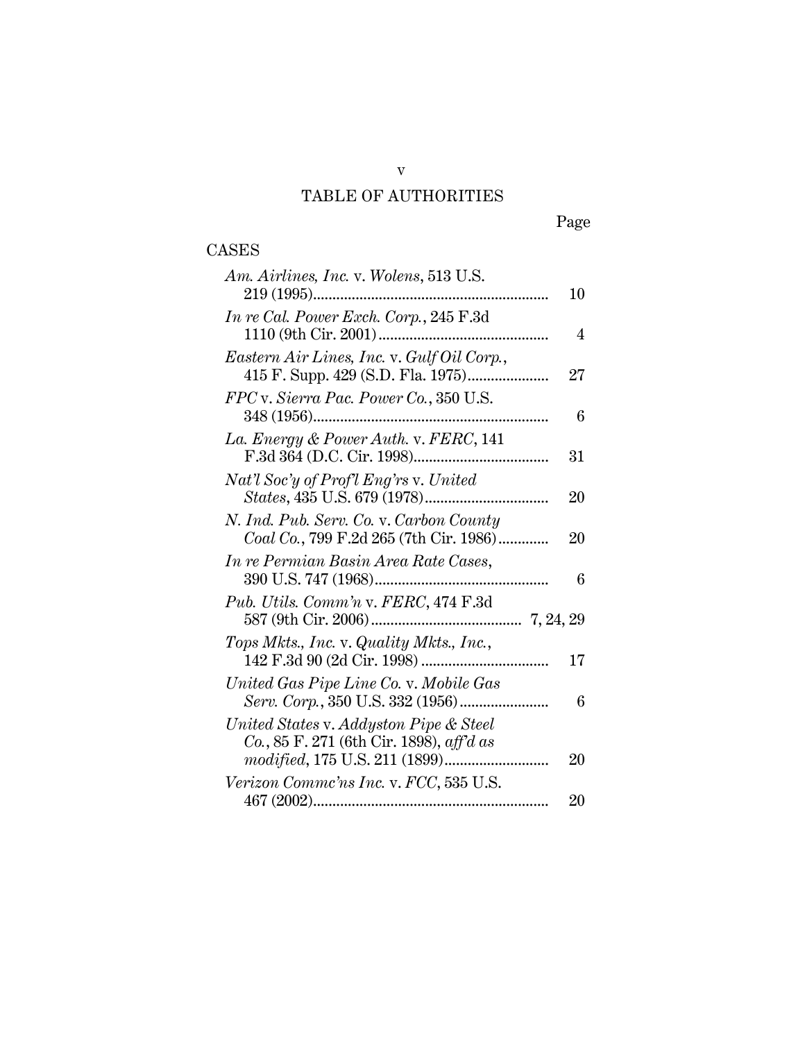# TABLE OF AUTHORITIES

Page

## CASES

| | |
|---|---|
| *Am. Airlines, Inc.* v. *Wolens*, 513 U.S. 219 (1995) | 10 |
| *In re Cal. Power Exch. Corp.*, 245 F.3d 1110 (9th Cir. 2001) | 4 |
| *Eastern Air Lines, Inc.* v. *Gulf Oil Corp.*, 415 F. Supp. 429 (S.D. Fla. 1975) | 27 |
| *FPC* v. *Sierra Pac. Power Co.*, 350 U.S. 348 (1956) | 6 |
| *La. Energy & Power Auth.* v. *FERC*, 141 F.3d 364 (D.C. Cir. 1998) | 31 |
| *Nat'l Soc'y of Prof'l Eng'rs* v. *United States*, 435 U.S. 679 (1978) | 20 |
| *N. Ind. Pub. Serv. Co.* v. *Carbon County Coal Co.*, 799 F.2d 265 (7th Cir. 1986) | 20 |
| *In re Permian Basin Area Rate Cases*, 390 U.S. 747 (1968) | 6 |
| *Pub. Utils. Comm'n* v. *FERC*, 474 F.3d 587 (9th Cir. 2006) | 7, 24, 29 |
| *Tops Mkts., Inc.* v. *Quality Mkts., Inc.*, 142 F.3d 90 (2d Cir. 1998) | 17 |
| *United Gas Pipe Line Co.* v. *Mobile Gas Serv. Corp.*, 350 U.S. 332 (1956) | 6 |
| *United States* v. *Addyston Pipe & Steel Co.*, 85 F. 271 (6th Cir. 1898), *aff'd as modified*, 175 U.S. 211 (1899) | 20 |
| *Verizon Commc'ns Inc.* v. *FCC*, 535 U.S. 467 (2002) | 20 |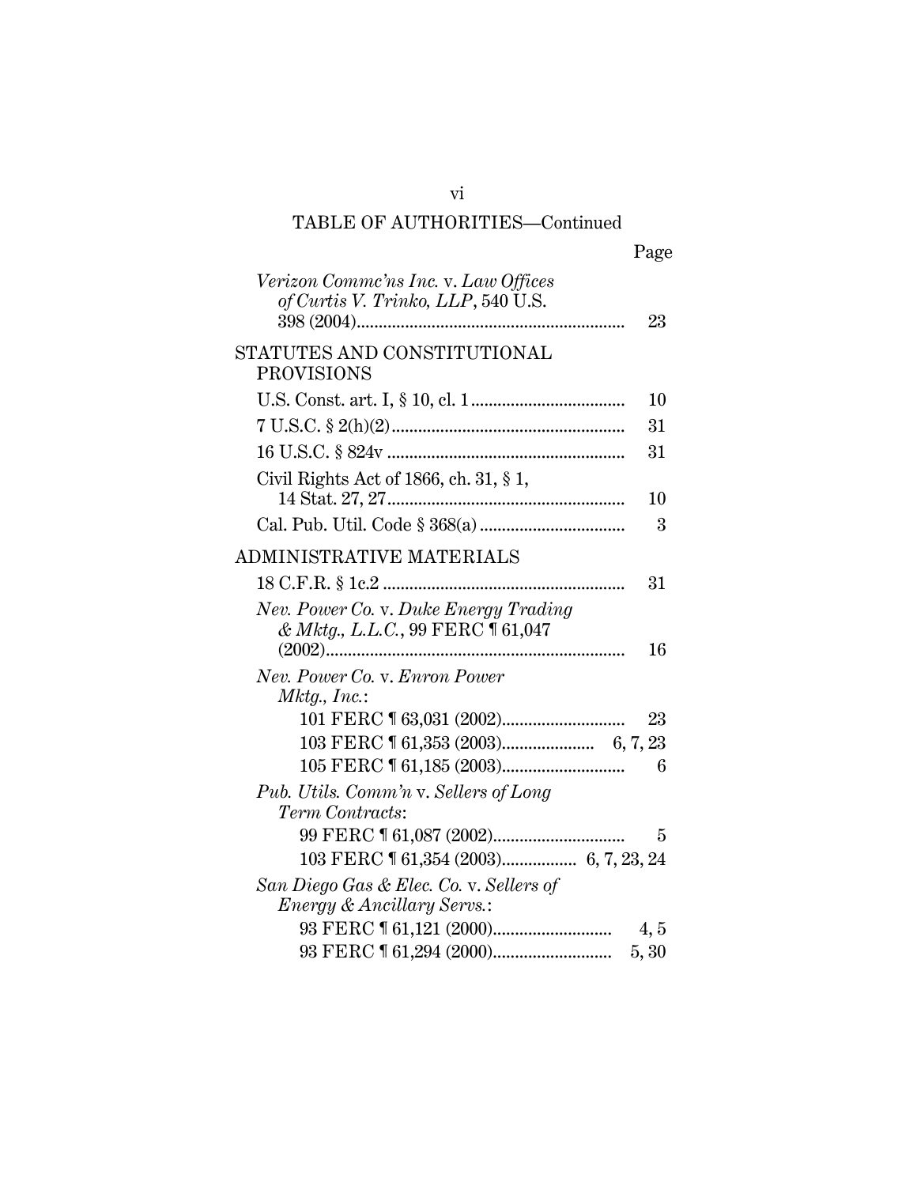TABLE OF AUTHORITIES—Continued

| | Page |
|---|---|
| *Verizon Commc'ns Inc.* v. *Law Offices of Curtis V. Trinko, LLP*, 540 U.S. 398 (2004) | 23 |
| **STATUTES AND CONSTITUTIONAL PROVISIONS** | |
| U.S. Const. art. I, § 10, cl. 1 | 10 |
| 7 U.S.C. § 2(h)(2) | 31 |
| 16 U.S.C. § 824v | 31 |
| Civil Rights Act of 1866, ch. 31, § 1, 14 Stat. 27, 27 | 10 |
| Cal. Pub. Util. Code § 368(a) | 3 |
| **ADMINISTRATIVE MATERIALS** | |
| 18 C.F.R. § 1c.2 | 31 |
| *Nev. Power Co.* v. *Duke Energy Trading & Mktg., L.L.C.*, 99 FERC ¶ 61,047 (2002) | 16 |
| *Nev. Power Co.* v. *Enron Power Mktg., Inc.*: | |
| 101 FERC ¶ 63,031 (2002) | 23 |
| 103 FERC ¶ 61,353 (2003) | 6, 7, 23 |
| 105 FERC ¶ 61,185 (2003) | 6 |
| *Pub. Utils. Comm'n* v. *Sellers of Long Term Contracts*: | |
| 99 FERC ¶ 61,087 (2002) | 5 |
| 103 FERC ¶ 61,354 (2003) | 6, 7, 23, 24 |
| *San Diego Gas & Elec. Co.* v. *Sellers of Energy & Ancillary Servs.*: | |
| 93 FERC ¶ 61,121 (2000) | 4, 5 |
| 93 FERC ¶ 61,294 (2000) | 5, 30 |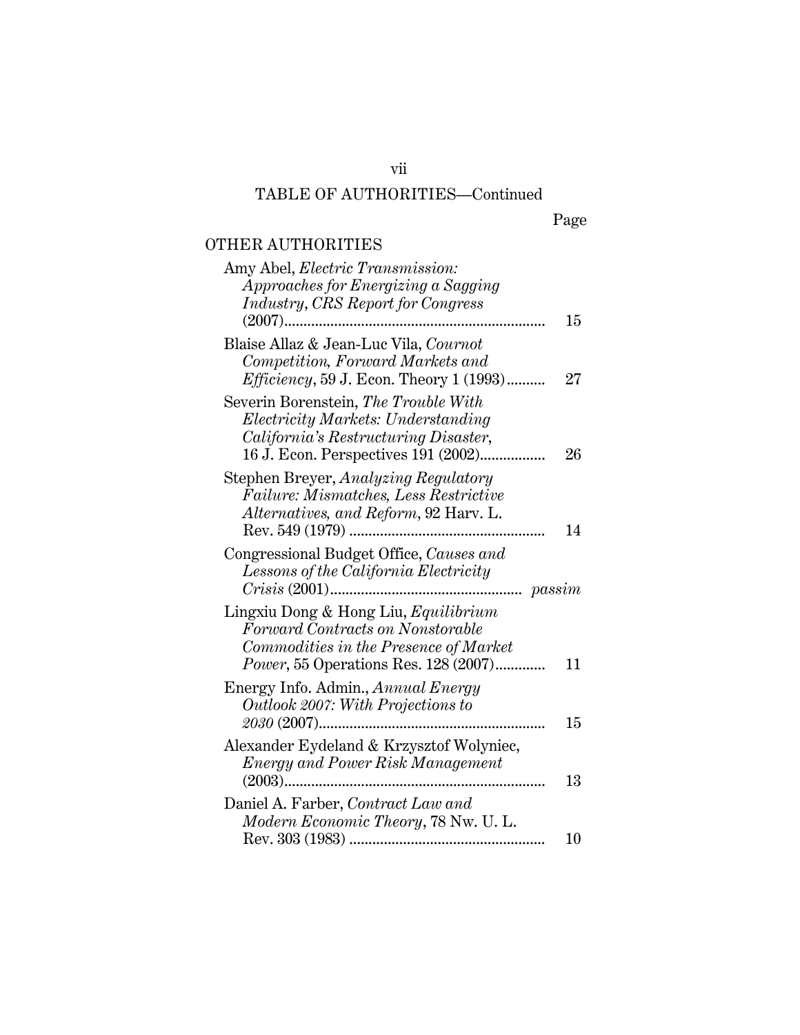TABLE OF AUTHORITIES—Continued

Page

OTHER AUTHORITIES

Amy Abel, *Electric Transmission: Approaches for Energizing a Sagging Industry*, *CRS Report for Congress* (2007)........................................................ 15

Blaise Allaz & Jean-Luc Vila, *Cournot Competition, Forward Markets and Efficiency*, 59 J. Econ. Theory 1 (1993).......... 27

Severin Borenstein, *The Trouble With Electricity Markets: Understanding California's Restructuring Disaster*, 16 J. Econ. Perspectives 191 (2002)................ 26

Stephen Breyer, *Analyzing Regulatory Failure: Mismatches, Less Restrictive Alternatives, and Reform*, 92 Harv. L. Rev. 549 (1979) ................................................ 14

Congressional Budget Office, *Causes and Lessons of the California Electricity Crisis* (2001)................................................ *passim*

Lingxiu Dong & Hong Liu, *Equilibrium Forward Contracts on Nonstorable Commodities in the Presence of Market Power*, 55 Operations Res. 128 (2007)............ 11

Energy Info. Admin., *Annual Energy Outlook 2007: With Projections to 2030* (2007)........................................................ 15

Alexander Eydeland & Krzysztof Wolyniec, *Energy and Power Risk Management* (2003)........................................................ 13

Daniel A. Farber, *Contract Law and Modern Economic Theory*, 78 Nw. U. L. Rev. 303 (1983) ................................................ 10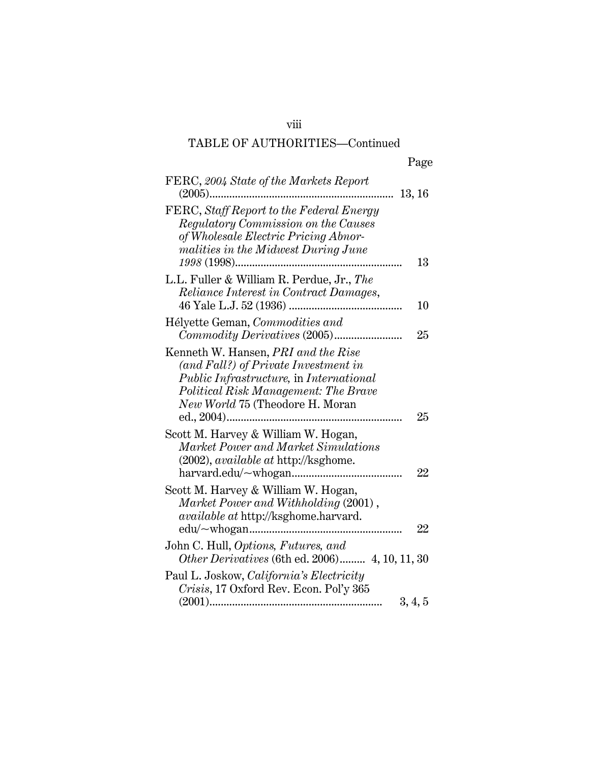## TABLE OF AUTHORITIES—Continued

| | Page |
|---|---|
| FERC, *2004 State of the Markets Report* (2005) | 13, 16 |
| FERC, *Staff Report to the Federal Energy Regulatory Commission on the Causes of Wholesale Electric Pricing Abnormalities in the Midwest During June 1998* (1998) | 13 |
| L.L. Fuller & William R. Perdue, Jr., *The Reliance Interest in Contract Damages*, 46 Yale L.J. 52 (1936) | 10 |
| Hélyette Geman, *Commodities and Commodity Derivatives* (2005) | 25 |
| Kenneth W. Hansen, *PRI and the Rise (and Fall?) of Private Investment in Public Infrastructure,* in *International Political Risk Management: The Brave New World* 75 (Theodore H. Moran ed., 2004) | 25 |
| Scott M. Harvey & William W. Hogan, *Market Power and Market Simulations* (2002), *available at* http://ksghome.harvard.edu/~whogan | 22 |
| Scott M. Harvey & William W. Hogan, *Market Power and Withholding* (2001) , *available at* http://ksghome.harvard.edu/~whogan | 22 |
| John C. Hull, *Options, Futures, and Other Derivatives* (6th ed. 2006) | 4, 10, 11, 30 |
| Paul L. Joskow, *California's Electricity Crisis*, 17 Oxford Rev. Econ. Pol'y 365 (2001) | 3, 4, 5 |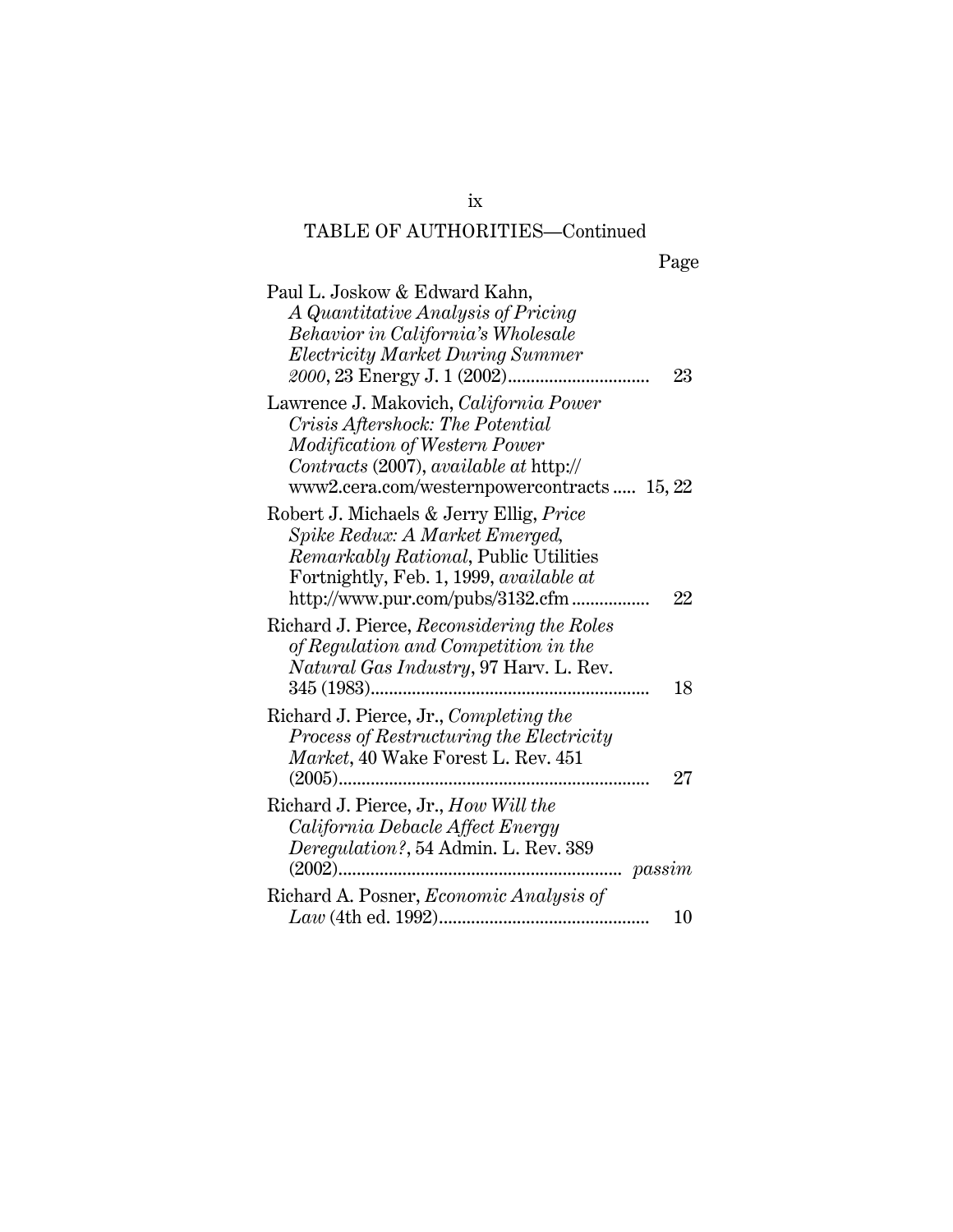TABLE OF AUTHORITIES—Continued

| | Page |
|---|---|
| Paul L. Joskow & Edward Kahn, *A Quantitative Analysis of Pricing Behavior in California's Wholesale Electricity Market During Summer 2000*, 23 Energy J. 1 (2002) | 23 |
| Lawrence J. Makovich, *California Power Crisis Aftershock: The Potential Modification of Western Power Contracts* (2007), *available at* http://www2.cera.com/westernpowercontracts | 15, 22 |
| Robert J. Michaels & Jerry Ellig, *Price Spike Redux: A Market Emerged, Remarkably Rational*, Public Utilities Fortnightly, Feb. 1, 1999, *available at* http://www.pur.com/pubs/3132.cfm | 22 |
| Richard J. Pierce, *Reconsidering the Roles of Regulation and Competition in the Natural Gas Industry*, 97 Harv. L. Rev. 345 (1983) | 18 |
| Richard J. Pierce, Jr., *Completing the Process of Restructuring the Electricity Market*, 40 Wake Forest L. Rev. 451 (2005) | 27 |
| Richard J. Pierce, Jr., *How Will the California Debacle Affect Energy Deregulation?*, 54 Admin. L. Rev. 389 (2002) | *passim* |
| Richard A. Posner, *Economic Analysis of Law* (4th ed. 1992) | 10 |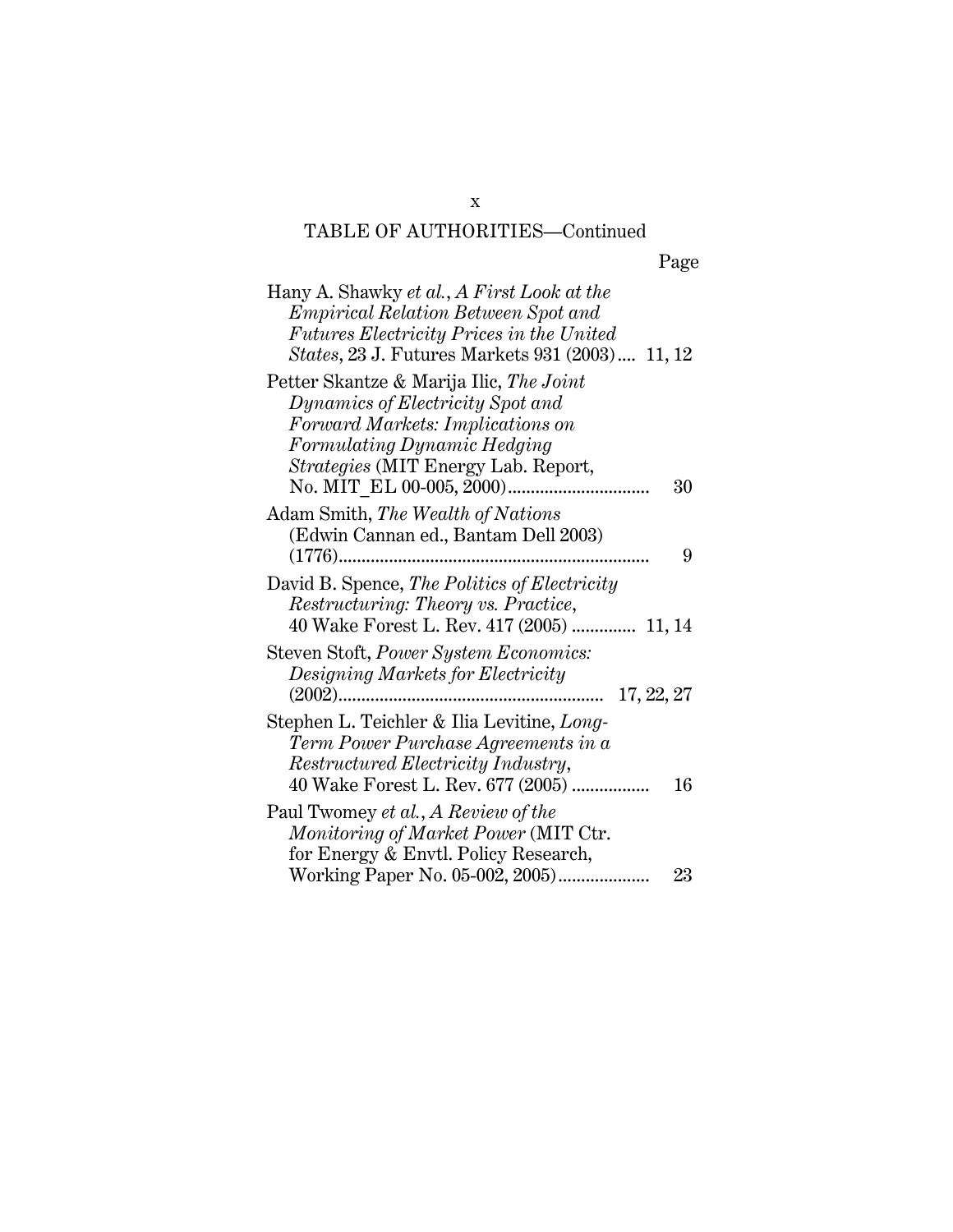TABLE OF AUTHORITIES—Continued

| | Page |
|---|---|
| Hany A. Shawky *et al.*, *A First Look at the Empirical Relation Between Spot and Futures Electricity Prices in the United States*, 23 J. Futures Markets 931 (2003).... | 11, 12 |
| Petter Skantze & Marija Ilic, *The Joint Dynamics of Electricity Spot and Forward Markets: Implications on Formulating Dynamic Hedging Strategies* (MIT Energy Lab. Report, No. MIT_EL 00-005, 2000)............................... | 30 |
| Adam Smith, *The Wealth of Nations* (Edwin Cannan ed., Bantam Dell 2003) (1776).................................................................... | 9 |
| David B. Spence, *The Politics of Electricity Restructuring: Theory vs. Practice*, 40 Wake Forest L. Rev. 417 (2005) ............. | 11, 14 |
| Steven Stoft, *Power System Economics: Designing Markets for Electricity* (2002)......................................................... | 17, 22, 27 |
| Stephen L. Teichler & Ilia Levitine, *Long-Term Power Purchase Agreements in a Restructured Electricity Industry*, 40 Wake Forest L. Rev. 677 (2005) ................. | 16 |
| Paul Twomey *et al.*, *A Review of the Monitoring of Market Power* (MIT Ctr. for Energy & Envtl. Policy Research, Working Paper No. 05-002, 2005).................... | 23 |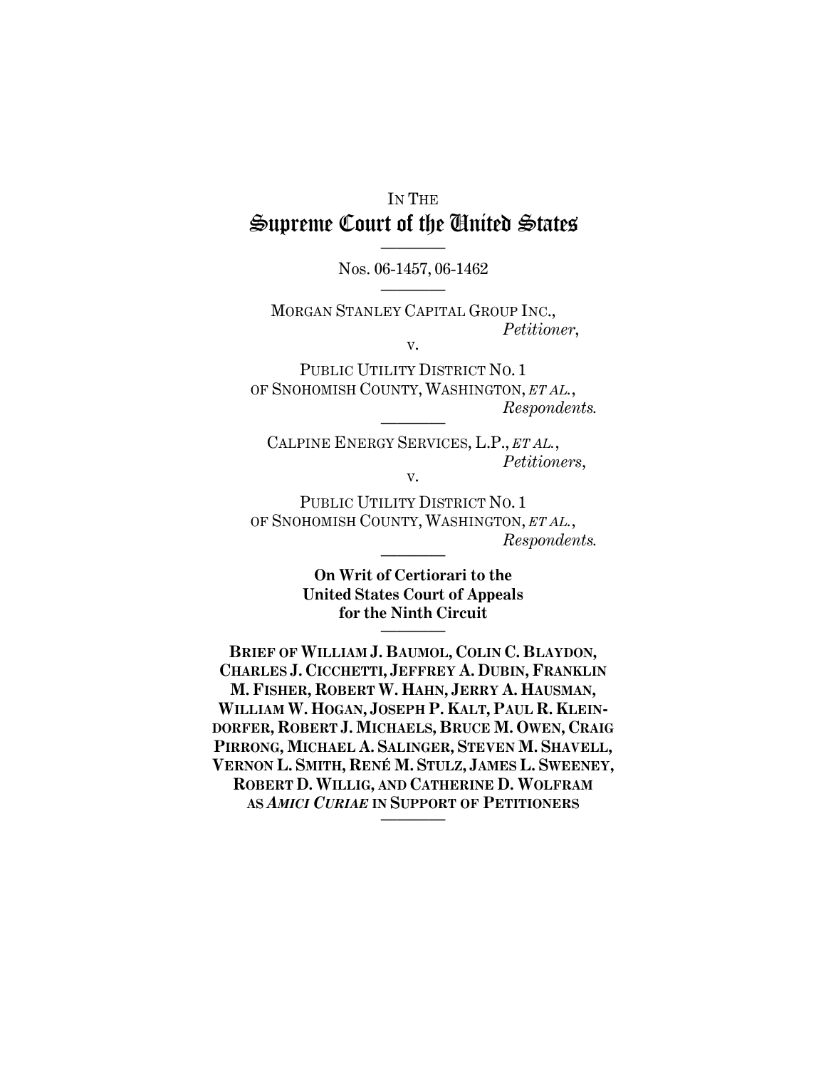IN THE

# Supreme Court of the United States

---

NOS. 06-1457, 06-1462

---

MORGAN STANLEY CAPITAL GROUP INC.,
*Petitioner*,

v.

PUBLIC UTILITY DISTRICT NO. 1 OF SNOHOMISH COUNTY, WASHINGTON, *ET AL.*,
*Respondents.*

---

CALPINE ENERGY SERVICES, L.P., *ET AL.*,
*Petitioners*,

v.

PUBLIC UTILITY DISTRICT NO. 1 OF SNOHOMISH COUNTY, WASHINGTON, *ET AL.*,
*Respondents.*

---

**On Writ of Certiorari to the United States Court of Appeals for the Ninth Circuit**

---

**BRIEF OF WILLIAM J. BAUMOL, COLIN C. BLAYDON, CHARLES J. CICCHETTI, JEFFREY A. DUBIN, FRANKLIN M. FISHER, ROBERT W. HAHN, JERRY A. HAUSMAN, WILLIAM W. HOGAN, JOSEPH P. KALT, PAUL R. KLEINDORFER, ROBERT J. MICHAELS, BRUCE M. OWEN, CRAIG PIRRONG, MICHAEL A. SALINGER, STEVEN M. SHAVELL, VERNON L. SMITH, RENÉ M. STULZ, JAMES L. SWEENEY, ROBERT D. WILLIG, AND CATHERINE D. WOLFRAM AS *AMICI CURIAE* IN SUPPORT OF PETITIONERS**

---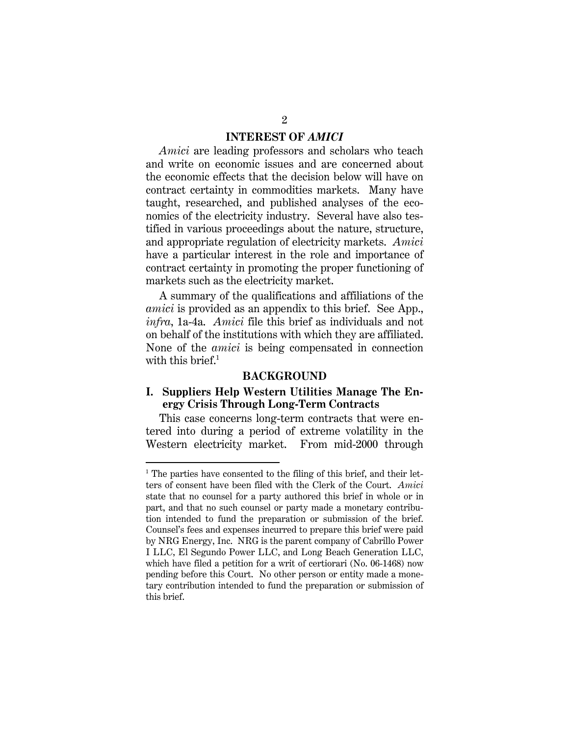## INTEREST OF *AMICI*

*Amici* are leading professors and scholars who teach and write on economic issues and are concerned about the economic effects that the decision below will have on contract certainty in commodities markets. Many have taught, researched, and published analyses of the economics of the electricity industry. Several have also testified in various proceedings about the nature, structure, and appropriate regulation of electricity markets. *Amici* have a particular interest in the role and importance of contract certainty in promoting the proper functioning of markets such as the electricity market.

A summary of the qualifications and affiliations of the *amici* is provided as an appendix to this brief. See App., *infra*, 1a-4a. *Amici* file this brief as individuals and not on behalf of the institutions with which they are affiliated. None of the *amici* is being compensated in connection with this brief.[1]

## BACKGROUND

### I. Suppliers Help Western Utilities Manage The Energy Crisis Through Long-Term Contracts

This case concerns long-term contracts that were entered into during a period of extreme volatility in the Western electricity market. From mid-2000 through

---

[1] The parties have consented to the filing of this brief, and their letters of consent have been filed with the Clerk of the Court. *Amici* state that no counsel for a party authored this brief in whole or in part, and that no such counsel or party made a monetary contribution intended to fund the preparation or submission of the brief. Counsel's fees and expenses incurred to prepare this brief were paid by NRG Energy, Inc. NRG is the parent company of Cabrillo Power I LLC, El Segundo Power LLC, and Long Beach Generation LLC, which have filed a petition for a writ of certiorari (No. 06-1468) now pending before this Court. No other person or entity made a monetary contribution intended to fund the preparation or submission of this brief.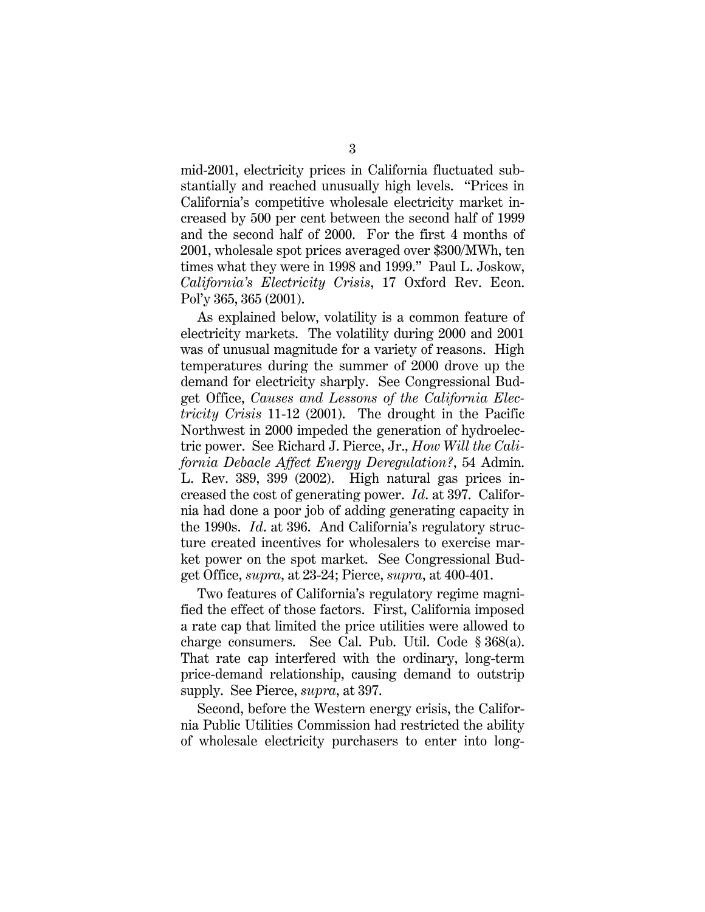mid-2001, electricity prices in California fluctuated substantially and reached unusually high levels. "Prices in California's competitive wholesale electricity market increased by 500 per cent between the second half of 1999 and the second half of 2000. For the first 4 months of 2001, wholesale spot prices averaged over $300/MWh, ten times what they were in 1998 and 1999." Paul L. Joskow, *California's Electricity Crisis*, 17 Oxford Rev. Econ. Pol'y 365, 365 (2001).

As explained below, volatility is a common feature of electricity markets. The volatility during 2000 and 2001 was of unusual magnitude for a variety of reasons. High temperatures during the summer of 2000 drove up the demand for electricity sharply. See Congressional Budget Office, *Causes and Lessons of the California Electricity Crisis* 11-12 (2001). The drought in the Pacific Northwest in 2000 impeded the generation of hydroelectric power. See Richard J. Pierce, Jr., *How Will the California Debacle Affect Energy Deregulation?*, 54 Admin. L. Rev. 389, 399 (2002). High natural gas prices increased the cost of generating power. *Id.* at 397. California had done a poor job of adding generating capacity in the 1990s. *Id.* at 396. And California's regulatory structure created incentives for wholesalers to exercise market power on the spot market. See Congressional Budget Office, *supra*, at 23-24; Pierce, *supra*, at 400-401.

Two features of California's regulatory regime magnified the effect of those factors. First, California imposed a rate cap that limited the price utilities were allowed to charge consumers. See Cal. Pub. Util. Code § 368(a). That rate cap interfered with the ordinary, long-term price-demand relationship, causing demand to outstrip supply. See Pierce, *supra*, at 397.

Second, before the Western energy crisis, the California Public Utilities Commission had restricted the ability of wholesale electricity purchasers to enter into long-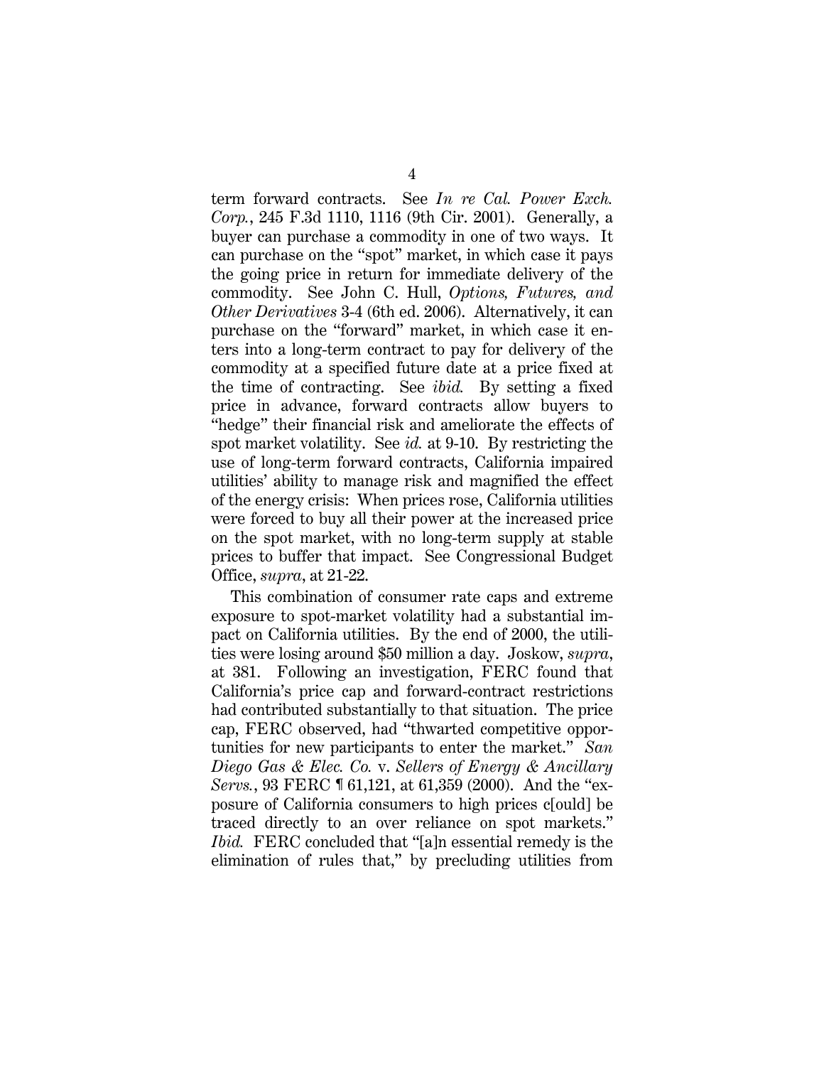term forward contracts. See *In re Cal. Power Exch. Corp.*, 245 F.3d 1110, 1116 (9th Cir. 2001). Generally, a buyer can purchase a commodity in one of two ways. It can purchase on the "spot" market, in which case it pays the going price in return for immediate delivery of the commodity. See John C. Hull, *Options, Futures, and Other Derivatives* 3-4 (6th ed. 2006). Alternatively, it can purchase on the "forward" market, in which case it enters into a long-term contract to pay for delivery of the commodity at a specified future date at a price fixed at the time of contracting. See *ibid.* By setting a fixed price in advance, forward contracts allow buyers to "hedge" their financial risk and ameliorate the effects of spot market volatility. See *id.* at 9-10. By restricting the use of long-term forward contracts, California impaired utilities' ability to manage risk and magnified the effect of the energy crisis: When prices rose, California utilities were forced to buy all their power at the increased price on the spot market, with no long-term supply at stable prices to buffer that impact. See Congressional Budget Office, *supra*, at 21-22.

This combination of consumer rate caps and extreme exposure to spot-market volatility had a substantial impact on California utilities. By the end of 2000, the utilities were losing around $50 million a day. Joskow, *supra*, at 381. Following an investigation, FERC found that California's price cap and forward-contract restrictions had contributed substantially to that situation. The price cap, FERC observed, had "thwarted competitive opportunities for new participants to enter the market." *San Diego Gas & Elec. Co.* v. *Sellers of Energy & Ancillary Servs.*, 93 FERC ¶ 61,121, at 61,359 (2000). And the "exposure of California consumers to high prices c[ould] be traced directly to an over reliance on spot markets." *Ibid.* FERC concluded that "[a]n essential remedy is the elimination of rules that," by precluding utilities from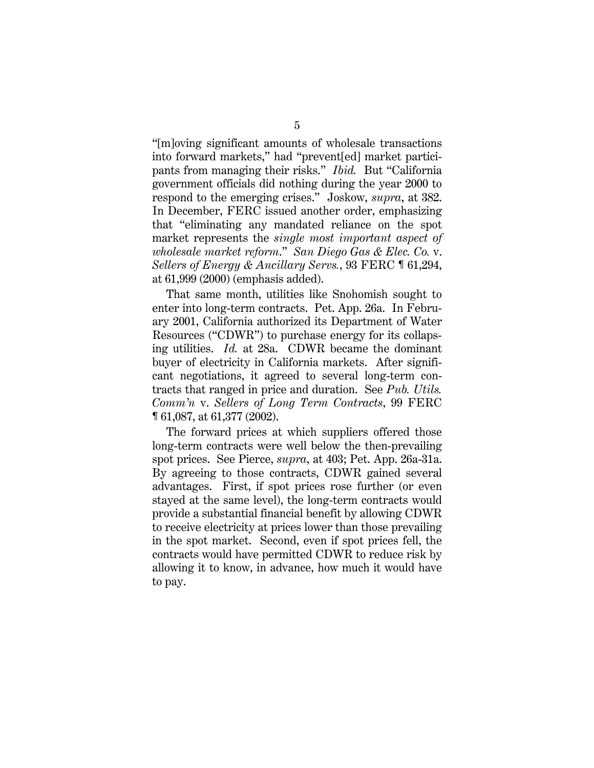"[m]oving significant amounts of wholesale transactions into forward markets," had "prevent[ed] market participants from managing their risks." *Ibid.* But "California government officials did nothing during the year 2000 to respond to the emerging crises." Joskow, *supra*, at 382. In December, FERC issued another order, emphasizing that "eliminating any mandated reliance on the spot market represents the *single most important aspect of wholesale market reform*." *San Diego Gas & Elec. Co.* v. *Sellers of Energy & Ancillary Servs.*, 93 FERC ¶ 61,294, at 61,999 (2000) (emphasis added).

That same month, utilities like Snohomish sought to enter into long-term contracts. Pet. App. 26a. In February 2001, California authorized its Department of Water Resources ("CDWR") to purchase energy for its collapsing utilities. *Id.* at 28a. CDWR became the dominant buyer of electricity in California markets. After significant negotiations, it agreed to several long-term contracts that ranged in price and duration. See *Pub. Utils. Comm'n* v. *Sellers of Long Term Contracts*, 99 FERC ¶ 61,087, at 61,377 (2002).

The forward prices at which suppliers offered those long-term contracts were well below the then-prevailing spot prices. See Pierce, *supra*, at 403; Pet. App. 26a-31a. By agreeing to those contracts, CDWR gained several advantages. First, if spot prices rose further (or even stayed at the same level), the long-term contracts would provide a substantial financial benefit by allowing CDWR to receive electricity at prices lower than those prevailing in the spot market. Second, even if spot prices fell, the contracts would have permitted CDWR to reduce risk by allowing it to know, in advance, how much it would have to pay.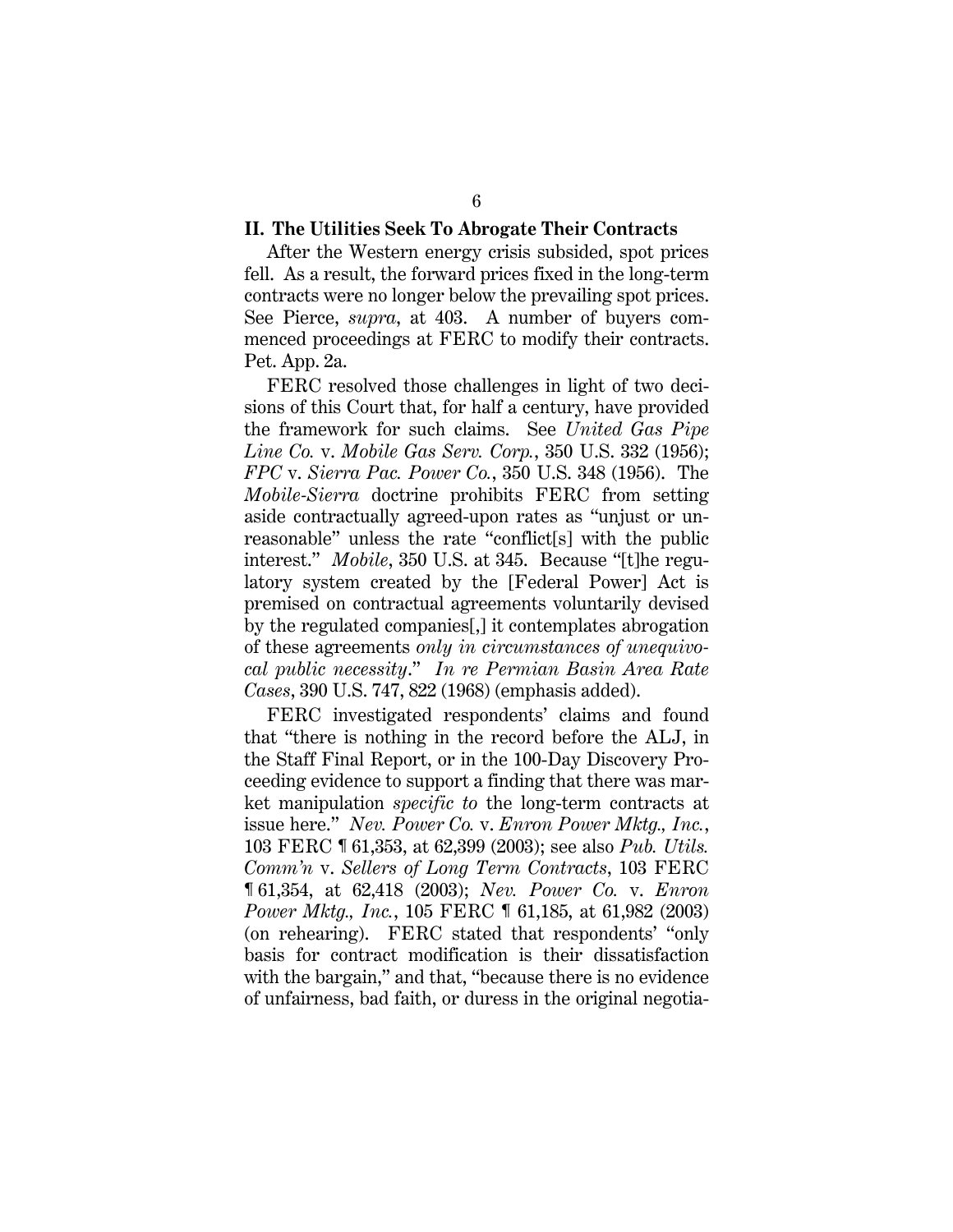## II. The Utilities Seek To Abrogate Their Contracts

After the Western energy crisis subsided, spot prices fell. As a result, the forward prices fixed in the long-term contracts were no longer below the prevailing spot prices. See Pierce, *supra*, at 403. A number of buyers commenced proceedings at FERC to modify their contracts. Pet. App. 2a.

FERC resolved those challenges in light of two decisions of this Court that, for half a century, have provided the framework for such claims. See *United Gas Pipe Line Co.* v. *Mobile Gas Serv. Corp.*, 350 U.S. 332 (1956); *FPC* v. *Sierra Pac. Power Co.*, 350 U.S. 348 (1956). The *Mobile-Sierra* doctrine prohibits FERC from setting aside contractually agreed-upon rates as "unjust or unreasonable" unless the rate "conflict[s] with the public interest." *Mobile*, 350 U.S. at 345. Because "[t]he regulatory system created by the [Federal Power] Act is premised on contractual agreements voluntarily devised by the regulated companies[,] it contemplates abrogation of these agreements *only in circumstances of unequivocal public necessity*." *In re Permian Basin Area Rate Cases*, 390 U.S. 747, 822 (1968) (emphasis added).

FERC investigated respondents' claims and found that "there is nothing in the record before the ALJ, in the Staff Final Report, or in the 100-Day Discovery Proceeding evidence to support a finding that there was market manipulation *specific to* the long-term contracts at issue here." *Nev. Power Co.* v. *Enron Power Mktg., Inc.*, 103 FERC ¶ 61,353, at 62,399 (2003); see also *Pub. Utils. Comm'n* v. *Sellers of Long Term Contracts*, 103 FERC ¶ 61,354, at 62,418 (2003); *Nev. Power Co.* v. *Enron Power Mktg., Inc.*, 105 FERC ¶ 61,185, at 61,982 (2003) (on rehearing). FERC stated that respondents' "only basis for contract modification is their dissatisfaction with the bargain," and that, "because there is no evidence of unfairness, bad faith, or duress in the original negotia-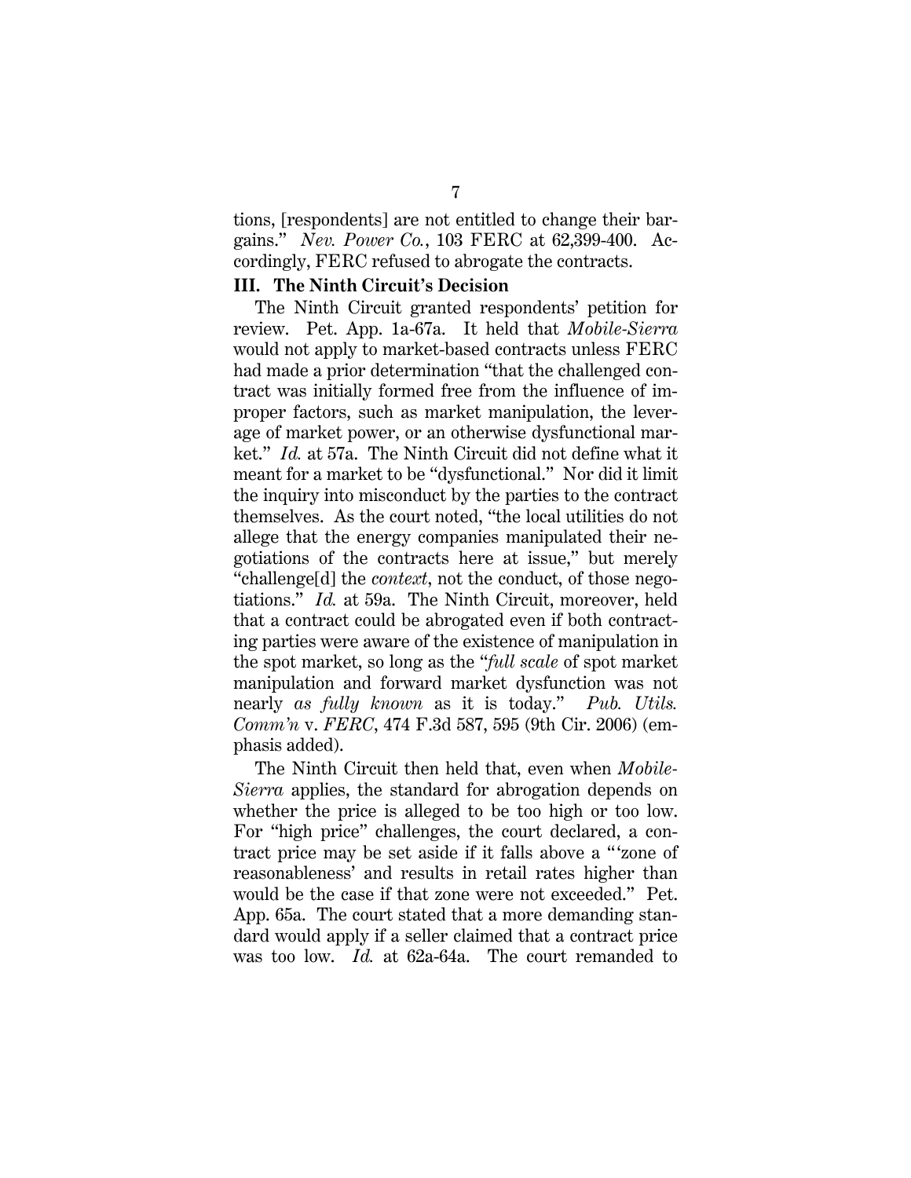tions, [respondents] are not entitled to change their bargains." *Nev. Power Co.*, 103 FERC at 62,399-400. Accordingly, FERC refused to abrogate the contracts.

### III. The Ninth Circuit's Decision

The Ninth Circuit granted respondents' petition for review. Pet. App. 1a-67a. It held that *Mobile-Sierra* would not apply to market-based contracts unless FERC had made a prior determination "that the challenged contract was initially formed free from the influence of improper factors, such as market manipulation, the leverage of market power, or an otherwise dysfunctional market." *Id.* at 57a. The Ninth Circuit did not define what it meant for a market to be "dysfunctional." Nor did it limit the inquiry into misconduct by the parties to the contract themselves. As the court noted, "the local utilities do not allege that the energy companies manipulated their negotiations of the contracts here at issue," but merely "challenge[d] the *context*, not the conduct, of those negotiations." *Id.* at 59a. The Ninth Circuit, moreover, held that a contract could be abrogated even if both contracting parties were aware of the existence of manipulation in the spot market, so long as the "*full scale* of spot market manipulation and forward market dysfunction was not nearly *as fully known* as it is today." *Pub. Utils. Comm'n* v. *FERC*, 474 F.3d 587, 595 (9th Cir. 2006) (emphasis added).

The Ninth Circuit then held that, even when *Mobile-Sierra* applies, the standard for abrogation depends on whether the price is alleged to be too high or too low. For "high price" challenges, the court declared, a contract price may be set aside if it falls above a "'zone of reasonableness' and results in retail rates higher than would be the case if that zone were not exceeded." Pet. App. 65a. The court stated that a more demanding standard would apply if a seller claimed that a contract price was too low. *Id.* at 62a-64a. The court remanded to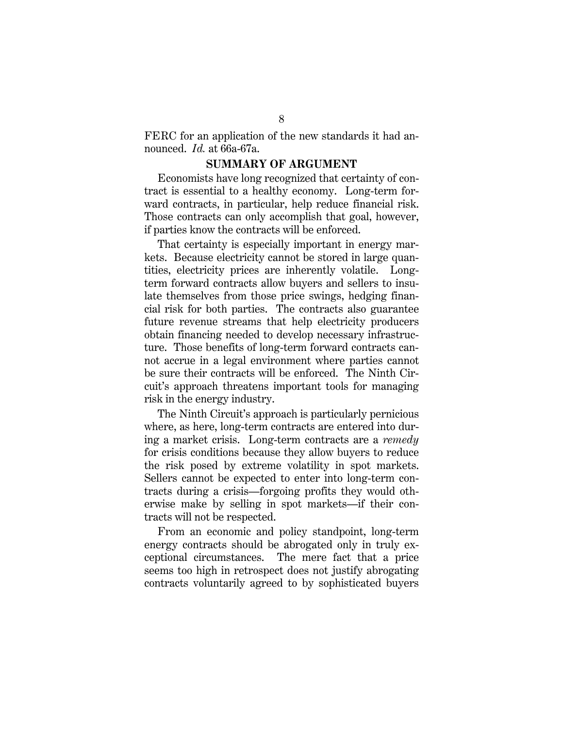FERC for an application of the new standards it had announced. *Id.* at 66a-67a.

## SUMMARY OF ARGUMENT

Economists have long recognized that certainty of contract is essential to a healthy economy. Long-term forward contracts, in particular, help reduce financial risk. Those contracts can only accomplish that goal, however, if parties know the contracts will be enforced.

That certainty is especially important in energy markets. Because electricity cannot be stored in large quantities, electricity prices are inherently volatile. Long-term forward contracts allow buyers and sellers to insulate themselves from those price swings, hedging financial risk for both parties. The contracts also guarantee future revenue streams that help electricity producers obtain financing needed to develop necessary infrastructure. Those benefits of long-term forward contracts cannot accrue in a legal environment where parties cannot be sure their contracts will be enforced. The Ninth Circuit's approach threatens important tools for managing risk in the energy industry.

The Ninth Circuit's approach is particularly pernicious where, as here, long-term contracts are entered into during a market crisis. Long-term contracts are a *remedy* for crisis conditions because they allow buyers to reduce the risk posed by extreme volatility in spot markets. Sellers cannot be expected to enter into long-term contracts during a crisis—forgoing profits they would otherwise make by selling in spot markets—if their contracts will not be respected.

From an economic and policy standpoint, long-term energy contracts should be abrogated only in truly exceptional circumstances. The mere fact that a price seems too high in retrospect does not justify abrogating contracts voluntarily agreed to by sophisticated buyers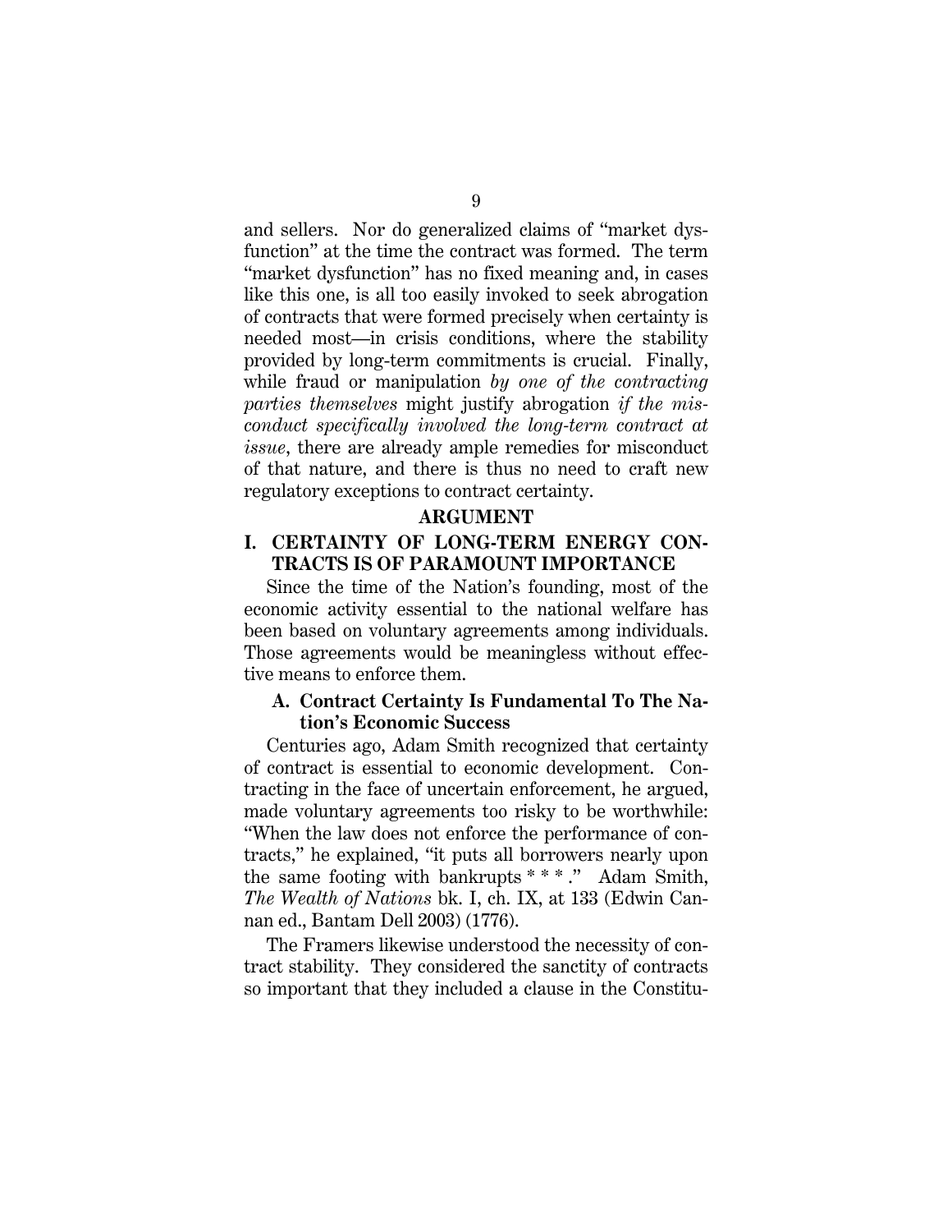and sellers. Nor do generalized claims of "market dysfunction" at the time the contract was formed. The term "market dysfunction" has no fixed meaning and, in cases like this one, is all too easily invoked to seek abrogation of contracts that were formed precisely when certainty is needed most—in crisis conditions, where the stability provided by long-term commitments is crucial. Finally, while fraud or manipulation *by one of the contracting parties themselves* might justify abrogation *if the misconduct specifically involved the long-term contract at issue*, there are already ample remedies for misconduct of that nature, and there is thus no need to craft new regulatory exceptions to contract certainty.

## ARGUMENT

## I. CERTAINTY OF LONG-TERM ENERGY CONTRACTS IS OF PARAMOUNT IMPORTANCE

Since the time of the Nation's founding, most of the economic activity essential to the national welfare has been based on voluntary agreements among individuals. Those agreements would be meaningless without effective means to enforce them.

### A. Contract Certainty Is Fundamental To The Nation's Economic Success

Centuries ago, Adam Smith recognized that certainty of contract is essential to economic development. Contracting in the face of uncertain enforcement, he argued, made voluntary agreements too risky to be worthwhile: "When the law does not enforce the performance of contracts," he explained, "it puts all borrowers nearly upon the same footing with bankrupts * * * ." Adam Smith, *The Wealth of Nations* bk. I, ch. IX, at 133 (Edwin Cannan ed., Bantam Dell 2003) (1776).

The Framers likewise understood the necessity of contract stability. They considered the sanctity of contracts so important that they included a clause in the Constitu-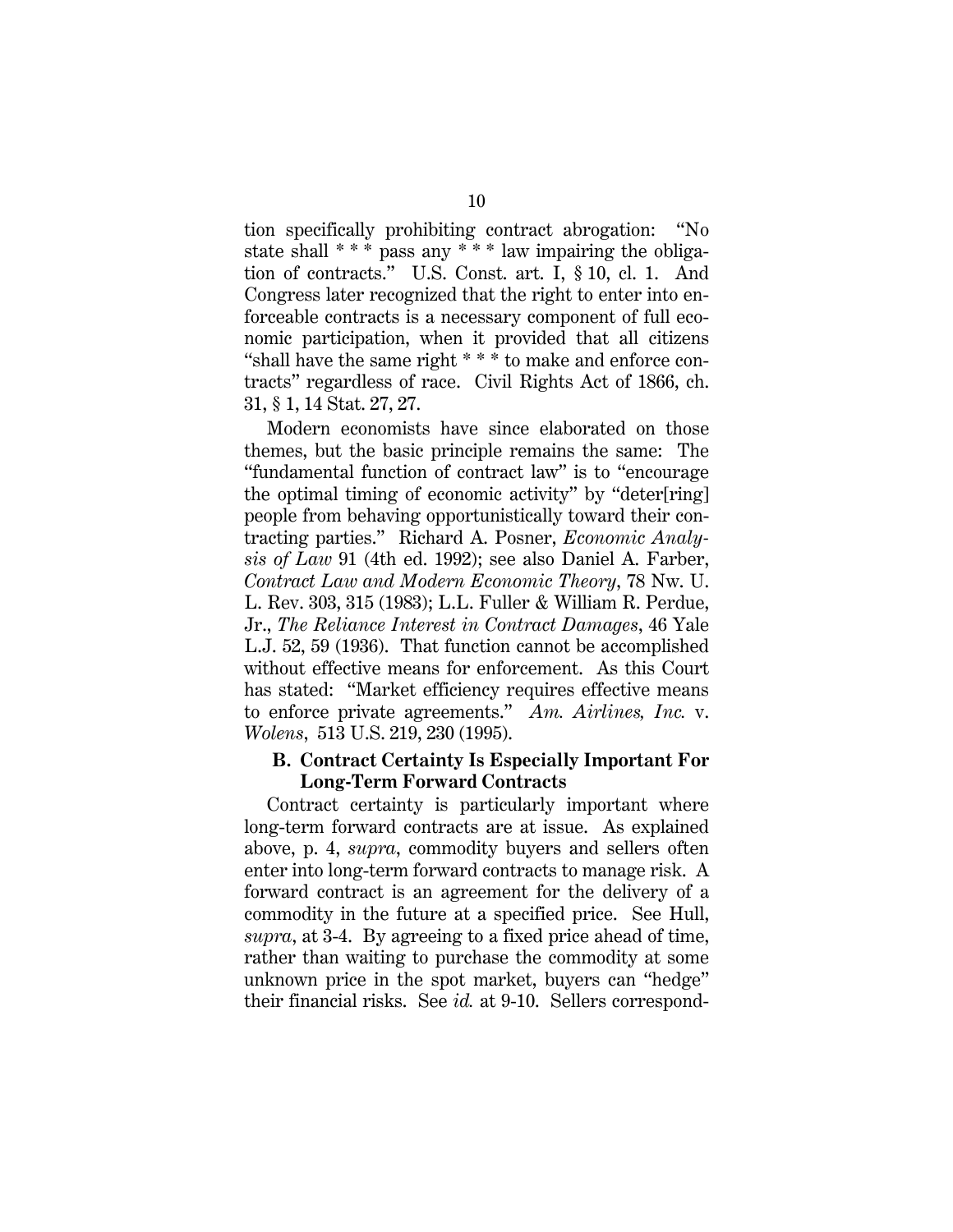tion specifically prohibiting contract abrogation: "No state shall * * * pass any * * * law impairing the obligation of contracts." U.S. Const. art. I, § 10, cl. 1. And Congress later recognized that the right to enter into enforceable contracts is a necessary component of full economic participation, when it provided that all citizens "shall have the same right * * * to make and enforce contracts" regardless of race. Civil Rights Act of 1866, ch. 31, § 1, 14 Stat. 27, 27.

Modern economists have since elaborated on those themes, but the basic principle remains the same: The "fundamental function of contract law" is to "encourage the optimal timing of economic activity" by "deter[ring] people from behaving opportunistically toward their contracting parties." Richard A. Posner, *Economic Analysis of Law* 91 (4th ed. 1992); see also Daniel A. Farber, *Contract Law and Modern Economic Theory*, 78 Nw. U. L. Rev. 303, 315 (1983); L.L. Fuller & William R. Perdue, Jr., *The Reliance Interest in Contract Damages*, 46 Yale L.J. 52, 59 (1936). That function cannot be accomplished without effective means for enforcement. As this Court has stated: "Market efficiency requires effective means to enforce private agreements." *Am. Airlines, Inc.* v. *Wolens*, 513 U.S. 219, 230 (1995).

### B. Contract Certainty Is Especially Important For Long-Term Forward Contracts

Contract certainty is particularly important where long-term forward contracts are at issue. As explained above, p. 4, *supra*, commodity buyers and sellers often enter into long-term forward contracts to manage risk. A forward contract is an agreement for the delivery of a commodity in the future at a specified price. See Hull, *supra*, at 3-4. By agreeing to a fixed price ahead of time, rather than waiting to purchase the commodity at some unknown price in the spot market, buyers can "hedge" their financial risks. See *id.* at 9-10. Sellers correspond-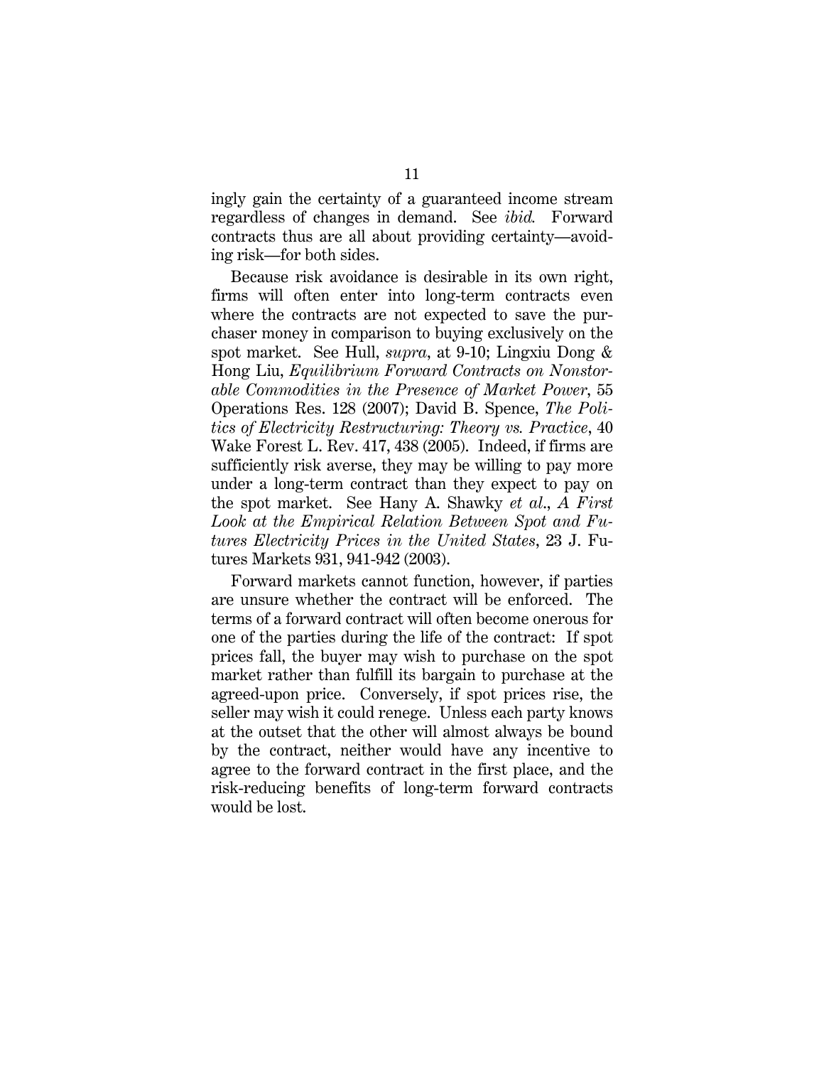ingly gain the certainty of a guaranteed income stream regardless of changes in demand. See *ibid.* Forward contracts thus are all about providing certainty—avoiding risk—for both sides.

Because risk avoidance is desirable in its own right, firms will often enter into long-term contracts even where the contracts are not expected to save the purchaser money in comparison to buying exclusively on the spot market. See Hull, *supra*, at 9-10; Lingxiu Dong & Hong Liu, *Equilibrium Forward Contracts on Nonstorable Commodities in the Presence of Market Power*, 55 Operations Res. 128 (2007); David B. Spence, *The Politics of Electricity Restructuring: Theory vs. Practice*, 40 Wake Forest L. Rev. 417, 438 (2005). Indeed, if firms are sufficiently risk averse, they may be willing to pay more under a long-term contract than they expect to pay on the spot market. See Hany A. Shawky *et al.*, *A First Look at the Empirical Relation Between Spot and Futures Electricity Prices in the United States*, 23 J. Futures Markets 931, 941-942 (2003).

Forward markets cannot function, however, if parties are unsure whether the contract will be enforced. The terms of a forward contract will often become onerous for one of the parties during the life of the contract: If spot prices fall, the buyer may wish to purchase on the spot market rather than fulfill its bargain to purchase at the agreed-upon price. Conversely, if spot prices rise, the seller may wish it could renege. Unless each party knows at the outset that the other will almost always be bound by the contract, neither would have any incentive to agree to the forward contract in the first place, and the risk-reducing benefits of long-term forward contracts would be lost.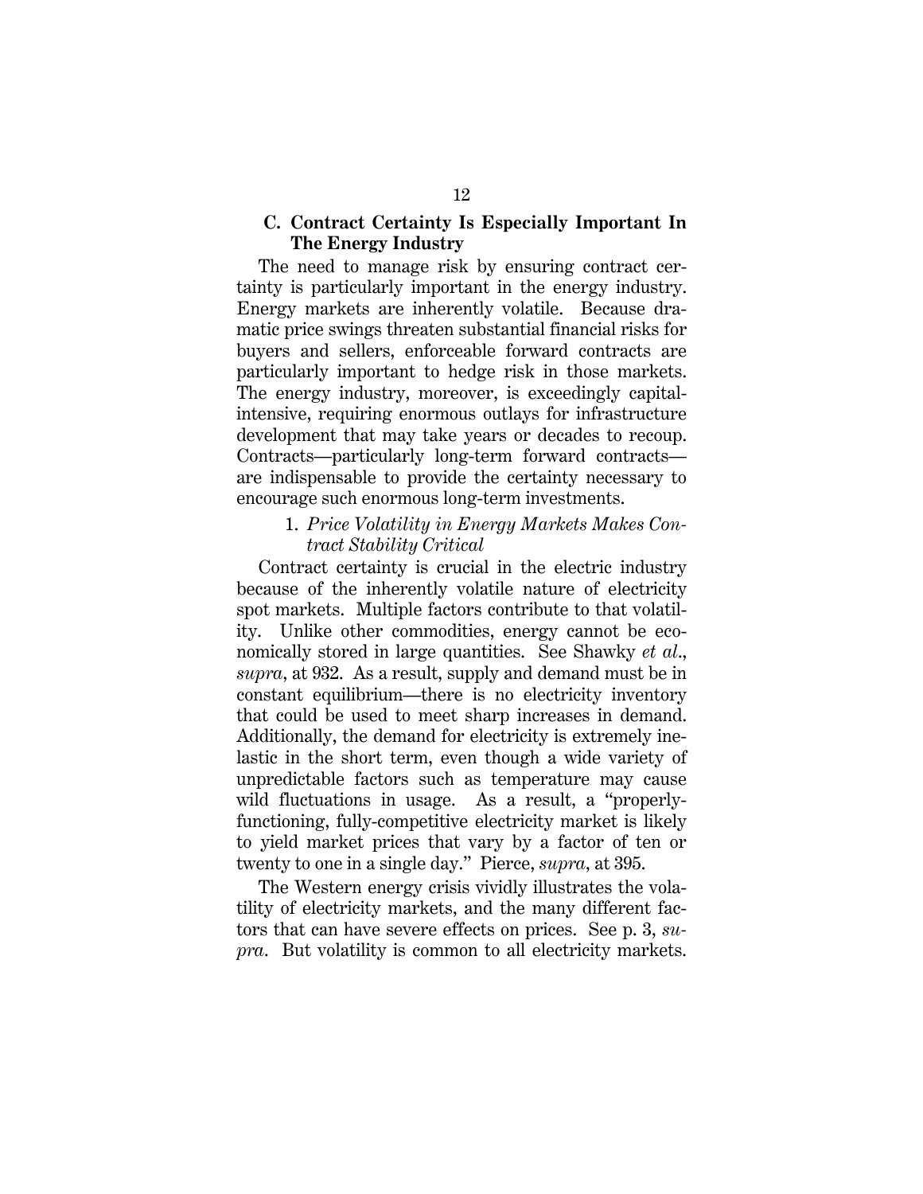### C. Contract Certainty Is Especially Important In The Energy Industry

The need to manage risk by ensuring contract certainty is particularly important in the energy industry. Energy markets are inherently volatile. Because dramatic price swings threaten substantial financial risks for buyers and sellers, enforceable forward contracts are particularly important to hedge risk in those markets. The energy industry, moreover, is exceedingly capital-intensive, requiring enormous outlays for infrastructure development that may take years or decades to recoup. Contracts—particularly long-term forward contracts—are indispensable to provide the certainty necessary to encourage such enormous long-term investments.

#### 1. *Price Volatility in Energy Markets Makes Contract Stability Critical*

Contract certainty is crucial in the electric industry because of the inherently volatile nature of electricity spot markets. Multiple factors contribute to that volatility. Unlike other commodities, energy cannot be economically stored in large quantities. See Shawky *et al.*, *supra*, at 932. As a result, supply and demand must be in constant equilibrium—there is no electricity inventory that could be used to meet sharp increases in demand. Additionally, the demand for electricity is extremely inelastic in the short term, even though a wide variety of unpredictable factors such as temperature may cause wild fluctuations in usage. As a result, a "properly-functioning, fully-competitive electricity market is likely to yield market prices that vary by a factor of ten or twenty to one in a single day." Pierce, *supra*, at 395.

The Western energy crisis vividly illustrates the volatility of electricity markets, and the many different factors that can have severe effects on prices. See p. 3, *supra*. But volatility is common to all electricity markets.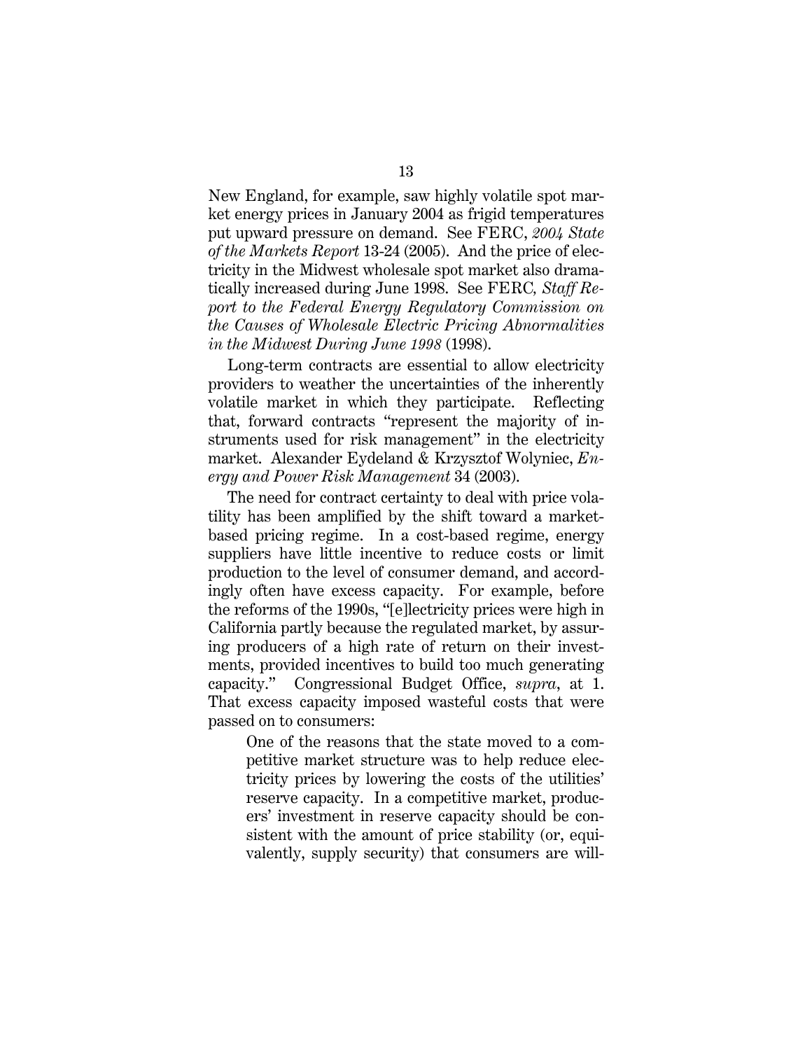New England, for example, saw highly volatile spot market energy prices in January 2004 as frigid temperatures put upward pressure on demand. See FERC, *2004 State of the Markets Report* 13-24 (2005). And the price of electricity in the Midwest wholesale spot market also dramatically increased during June 1998. See FERC, *Staff Report to the Federal Energy Regulatory Commission on the Causes of Wholesale Electric Pricing Abnormalities in the Midwest During June 1998* (1998).

Long-term contracts are essential to allow electricity providers to weather the uncertainties of the inherently volatile market in which they participate. Reflecting that, forward contracts "represent the majority of instruments used for risk management" in the electricity market. Alexander Eydeland & Krzysztof Wolyniec, *Energy and Power Risk Management* 34 (2003).

The need for contract certainty to deal with price volatility has been amplified by the shift toward a market-based pricing regime. In a cost-based regime, energy suppliers have little incentive to reduce costs or limit production to the level of consumer demand, and accordingly often have excess capacity. For example, before the reforms of the 1990s, "[e]lectricity prices were high in California partly because the regulated market, by assuring producers of a high rate of return on their investments, provided incentives to build too much generating capacity." Congressional Budget Office, *supra*, at 1. That excess capacity imposed wasteful costs that were passed on to consumers:

> One of the reasons that the state moved to a competitive market structure was to help reduce electricity prices by lowering the costs of the utilities' reserve capacity. In a competitive market, producers' investment in reserve capacity should be consistent with the amount of price stability (or, equivalently, supply security) that consumers are will-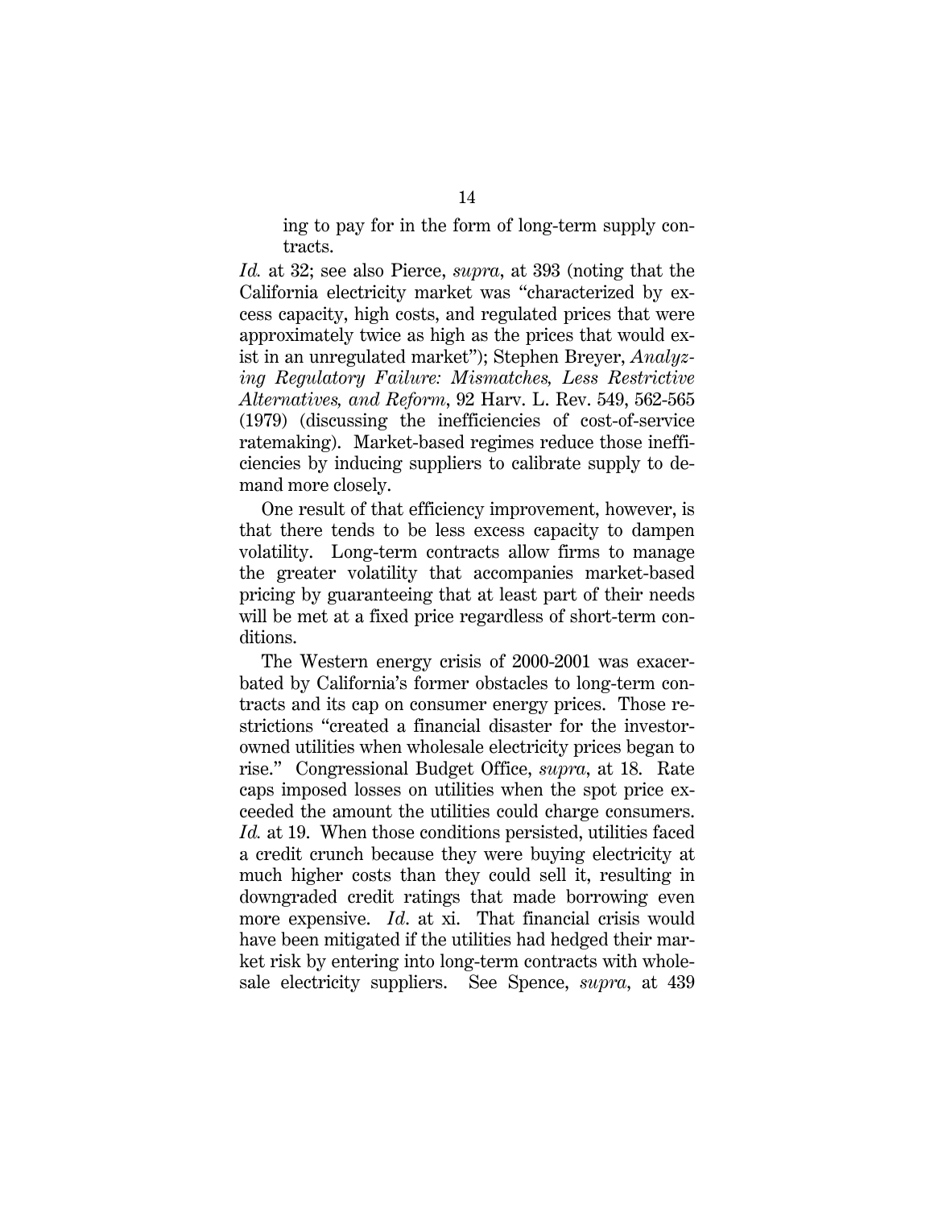ing to pay for in the form of long-term supply contracts.

*Id.* at 32; see also Pierce, *supra*, at 393 (noting that the California electricity market was "characterized by excess capacity, high costs, and regulated prices that were approximately twice as high as the prices that would exist in an unregulated market"); Stephen Breyer, *Analyzing Regulatory Failure: Mismatches, Less Restrictive Alternatives, and Reform*, 92 Harv. L. Rev. 549, 562-565 (1979) (discussing the inefficiencies of cost-of-service ratemaking). Market-based regimes reduce those inefficiencies by inducing suppliers to calibrate supply to demand more closely.

One result of that efficiency improvement, however, is that there tends to be less excess capacity to dampen volatility. Long-term contracts allow firms to manage the greater volatility that accompanies market-based pricing by guaranteeing that at least part of their needs will be met at a fixed price regardless of short-term conditions.

The Western energy crisis of 2000-2001 was exacerbated by California's former obstacles to long-term contracts and its cap on consumer energy prices. Those restrictions "created a financial disaster for the investor-owned utilities when wholesale electricity prices began to rise." Congressional Budget Office, *supra*, at 18. Rate caps imposed losses on utilities when the spot price exceeded the amount the utilities could charge consumers. *Id.* at 19. When those conditions persisted, utilities faced a credit crunch because they were buying electricity at much higher costs than they could sell it, resulting in downgraded credit ratings that made borrowing even more expensive. *Id.* at xi. That financial crisis would have been mitigated if the utilities had hedged their market risk by entering into long-term contracts with wholesale electricity suppliers. See Spence, *supra*, at 439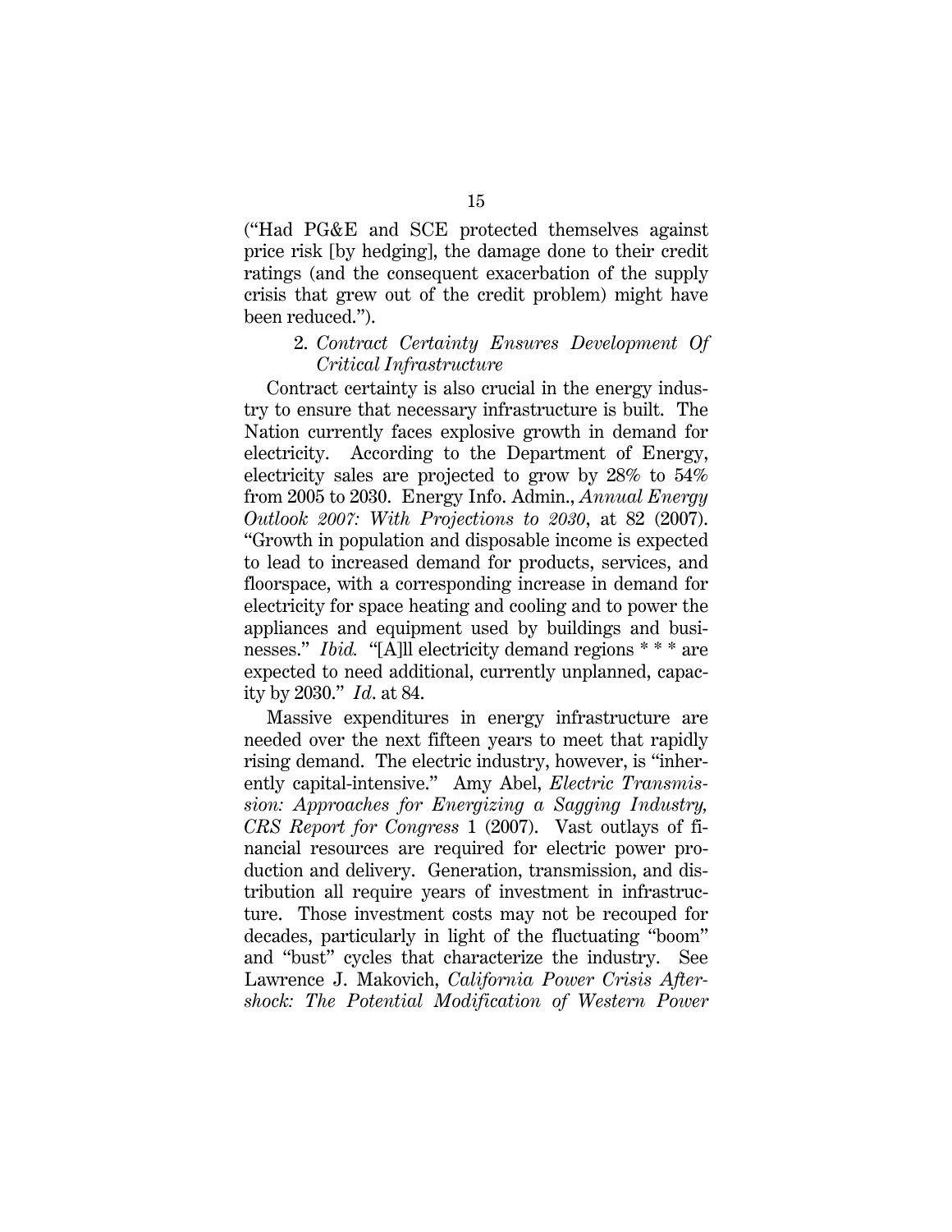("Had PG&E and SCE protected themselves against price risk [by hedging], the damage done to their credit ratings (and the consequent exacerbation of the supply crisis that grew out of the credit problem) might have been reduced.").

2. *Contract Certainty Ensures Development Of Critical Infrastructure*

Contract certainty is also crucial in the energy industry to ensure that necessary infrastructure is built. The Nation currently faces explosive growth in demand for electricity. According to the Department of Energy, electricity sales are projected to grow by 28% to 54% from 2005 to 2030. Energy Info. Admin., *Annual Energy Outlook 2007: With Projections to 2030*, at 82 (2007). "Growth in population and disposable income is expected to lead to increased demand for products, services, and floorspace, with a corresponding increase in demand for electricity for space heating and cooling and to power the appliances and equipment used by buildings and businesses." *Ibid.* "[A]ll electricity demand regions * * * are expected to need additional, currently unplanned, capacity by 2030." *Id*. at 84.

Massive expenditures in energy infrastructure are needed over the next fifteen years to meet that rapidly rising demand. The electric industry, however, is "inherently capital-intensive." Amy Abel, *Electric Transmission: Approaches for Energizing a Sagging Industry, CRS Report for Congress* 1 (2007). Vast outlays of financial resources are required for electric power production and delivery. Generation, transmission, and distribution all require years of investment in infrastructure. Those investment costs may not be recouped for decades, particularly in light of the fluctuating "boom" and "bust" cycles that characterize the industry. See Lawrence J. Makovich, *California Power Crisis Aftershock: The Potential Modification of Western Power*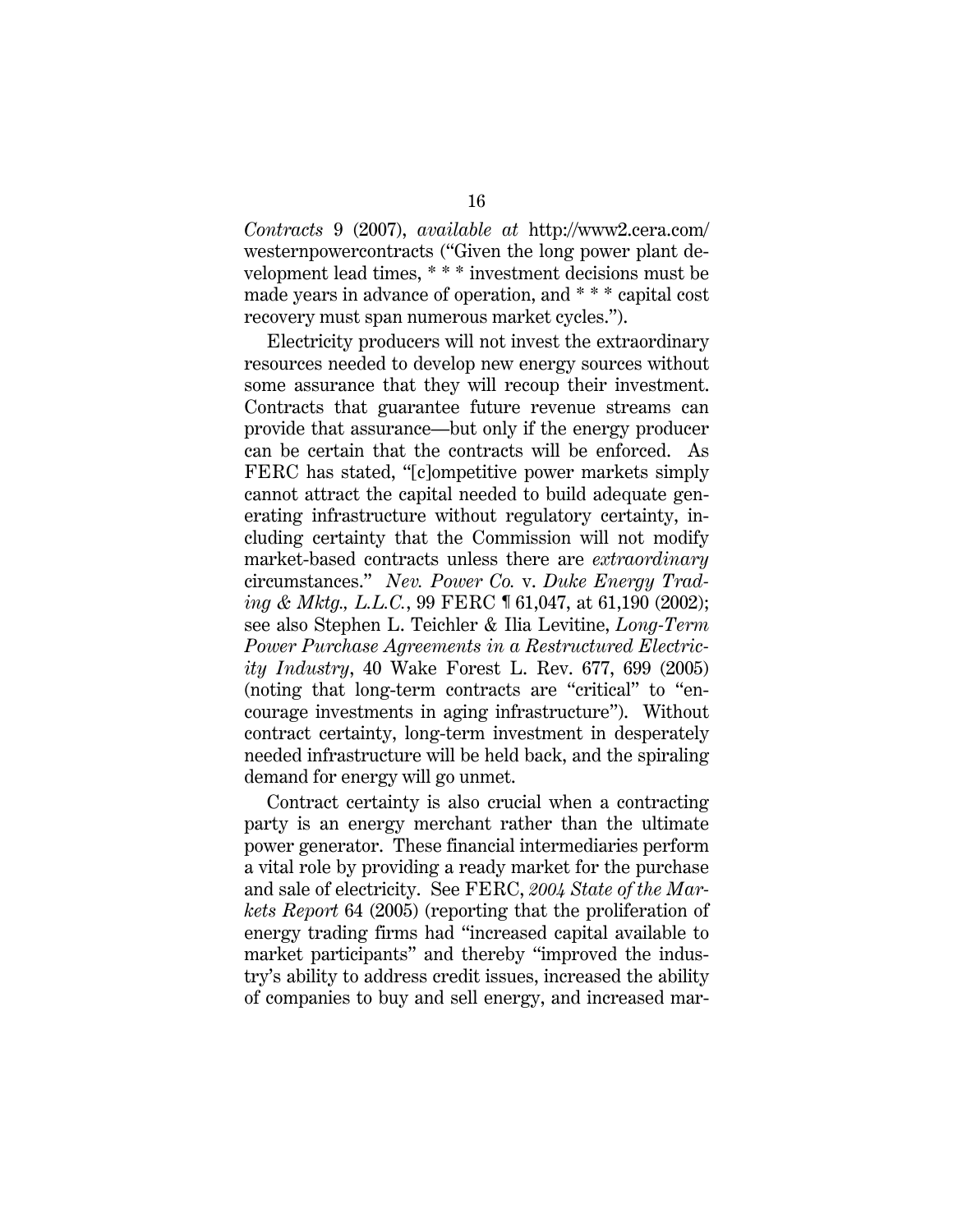*Contracts* 9 (2007), *available at* http://www2.cera.com/westernpowercontracts ("Given the long power plant development lead times, * * * investment decisions must be made years in advance of operation, and * * * capital cost recovery must span numerous market cycles.").

Electricity producers will not invest the extraordinary resources needed to develop new energy sources without some assurance that they will recoup their investment. Contracts that guarantee future revenue streams can provide that assurance—but only if the energy producer can be certain that the contracts will be enforced. As FERC has stated, "[c]ompetitive power markets simply cannot attract the capital needed to build adequate generating infrastructure without regulatory certainty, including certainty that the Commission will not modify market-based contracts unless there are *extraordinary* circumstances." *Nev. Power Co.* v. *Duke Energy Trading & Mktg., L.L.C.*, 99 FERC ¶ 61,047, at 61,190 (2002); see also Stephen L. Teichler & Ilia Levitine, *Long-Term Power Purchase Agreements in a Restructured Electricity Industry*, 40 Wake Forest L. Rev. 677, 699 (2005) (noting that long-term contracts are "critical" to "encourage investments in aging infrastructure"). Without contract certainty, long-term investment in desperately needed infrastructure will be held back, and the spiraling demand for energy will go unmet.

Contract certainty is also crucial when a contracting party is an energy merchant rather than the ultimate power generator. These financial intermediaries perform a vital role by providing a ready market for the purchase and sale of electricity. See FERC, *2004 State of the Markets Report* 64 (2005) (reporting that the proliferation of energy trading firms had "increased capital available to market participants" and thereby "improved the industry's ability to address credit issues, increased the ability of companies to buy and sell energy, and increased mar-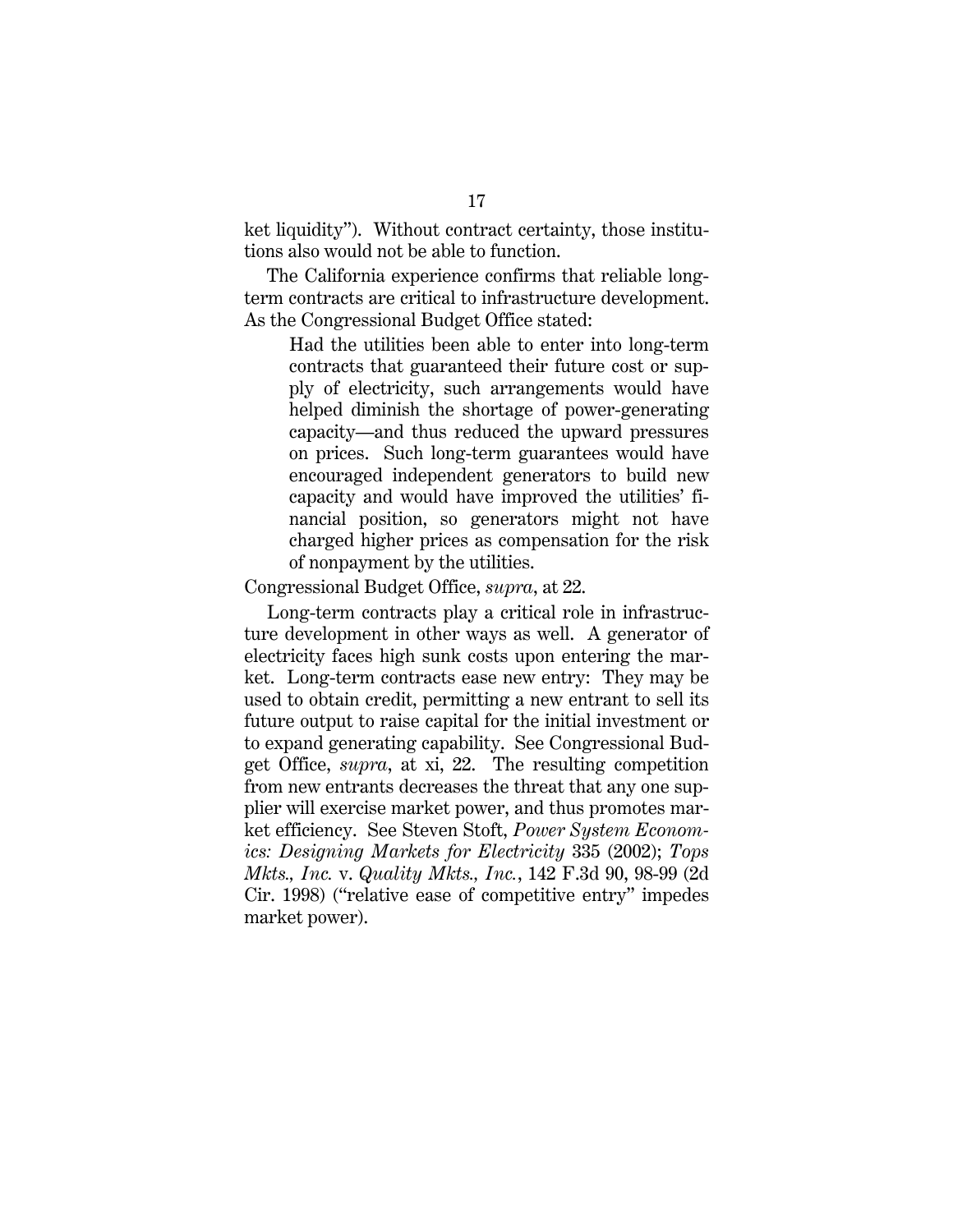ket liquidity"). Without contract certainty, those institutions also would not be able to function.

The California experience confirms that reliable long-term contracts are critical to infrastructure development. As the Congressional Budget Office stated:

> Had the utilities been able to enter into long-term contracts that guaranteed their future cost or supply of electricity, such arrangements would have helped diminish the shortage of power-generating capacity—and thus reduced the upward pressures on prices. Such long-term guarantees would have encouraged independent generators to build new capacity and would have improved the utilities' financial position, so generators might not have charged higher prices as compensation for the risk of nonpayment by the utilities.

Congressional Budget Office, *supra*, at 22.

Long-term contracts play a critical role in infrastructure development in other ways as well. A generator of electricity faces high sunk costs upon entering the market. Long-term contracts ease new entry: They may be used to obtain credit, permitting a new entrant to sell its future output to raise capital for the initial investment or to expand generating capability. See Congressional Budget Office, *supra*, at xi, 22. The resulting competition from new entrants decreases the threat that any one supplier will exercise market power, and thus promotes market efficiency. See Steven Stoft, *Power System Economics: Designing Markets for Electricity* 335 (2002); *Tops Mkts., Inc.* v. *Quality Mkts., Inc.*, 142 F.3d 90, 98-99 (2d Cir. 1998) ("relative ease of competitive entry" impedes market power).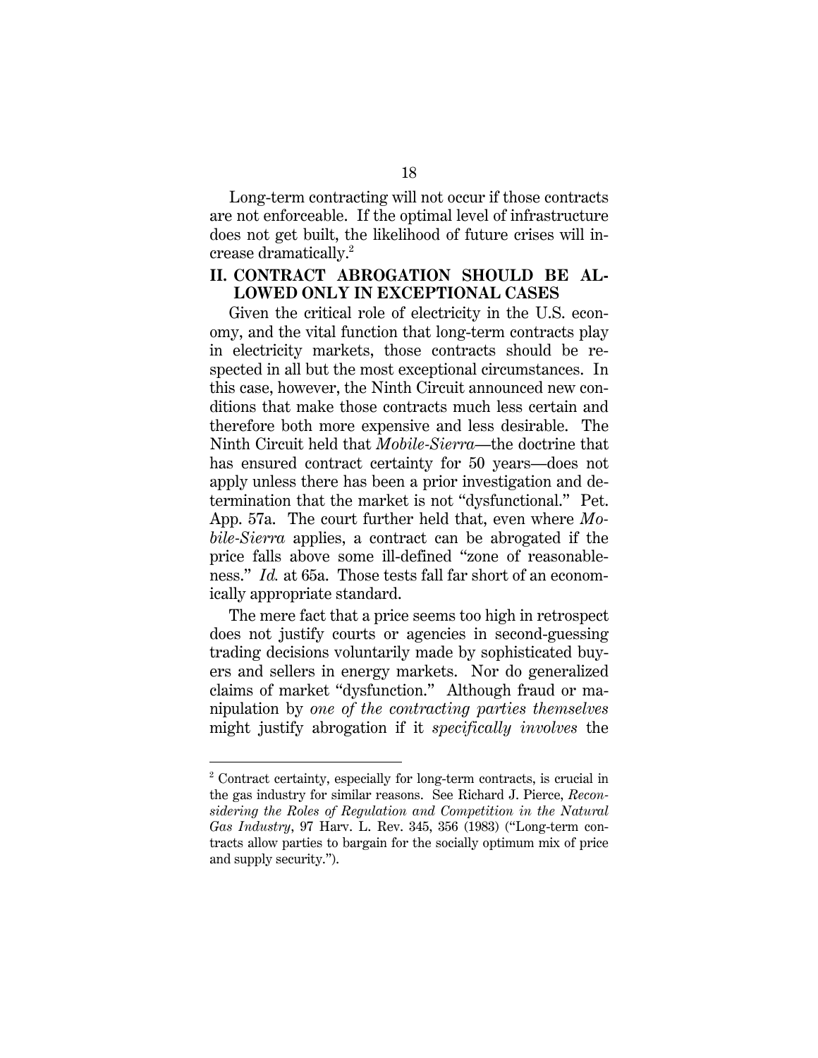Long-term contracting will not occur if those contracts are not enforceable. If the optimal level of infrastructure does not get built, the likelihood of future crises will increase dramatically.[2]

## II. CONTRACT ABROGATION SHOULD BE ALLOWED ONLY IN EXCEPTIONAL CASES

Given the critical role of electricity in the U.S. economy, and the vital function that long-term contracts play in electricity markets, those contracts should be respected in all but the most exceptional circumstances. In this case, however, the Ninth Circuit announced new conditions that make those contracts much less certain and therefore both more expensive and less desirable. The Ninth Circuit held that *Mobile-Sierra*—the doctrine that has ensured contract certainty for 50 years—does not apply unless there has been a prior investigation and determination that the market is not "dysfunctional." Pet. App. 57a. The court further held that, even where *Mobile-Sierra* applies, a contract can be abrogated if the price falls above some ill-defined "zone of reasonableness." *Id.* at 65a. Those tests fall far short of an economically appropriate standard.

The mere fact that a price seems too high in retrospect does not justify courts or agencies in second-guessing trading decisions voluntarily made by sophisticated buyers and sellers in energy markets. Nor do generalized claims of market "dysfunction." Although fraud or manipulation by *one of the contracting parties themselves* might justify abrogation if it *specifically involves* the

---

[2] Contract certainty, especially for long-term contracts, is crucial in the gas industry for similar reasons. See Richard J. Pierce, *Reconsidering the Roles of Regulation and Competition in the Natural Gas Industry*, 97 Harv. L. Rev. 345, 356 (1983) ("Long-term contracts allow parties to bargain for the socially optimum mix of price and supply security.").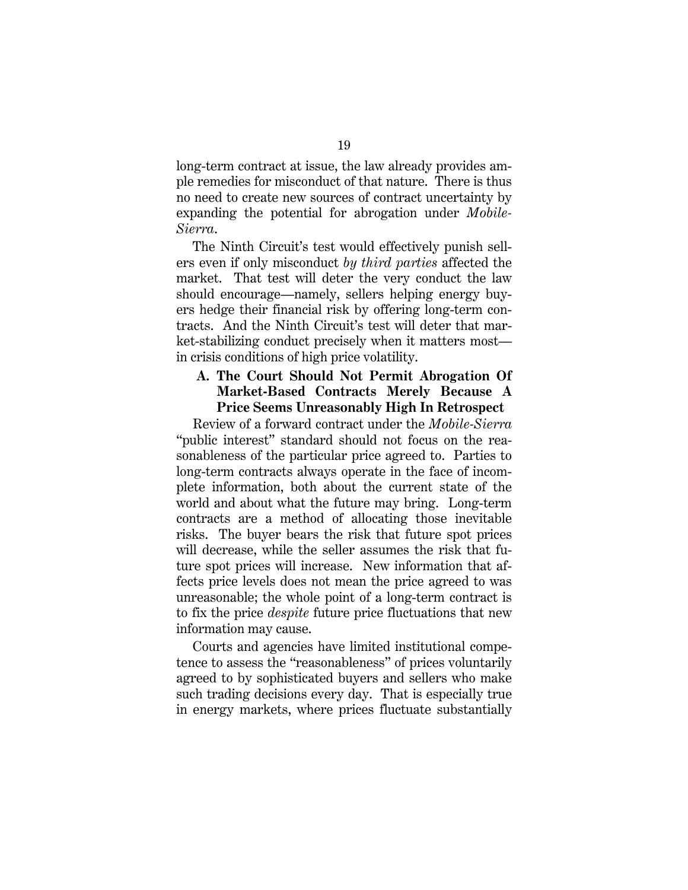long-term contract at issue, the law already provides ample remedies for misconduct of that nature. There is thus no need to create new sources of contract uncertainty by expanding the potential for abrogation under *Mobile-Sierra*.

The Ninth Circuit's test would effectively punish sellers even if only misconduct *by third parties* affected the market. That test will deter the very conduct the law should encourage—namely, sellers helping energy buyers hedge their financial risk by offering long-term contracts. And the Ninth Circuit's test will deter that market-stabilizing conduct precisely when it matters most—in crisis conditions of high price volatility.

### A. The Court Should Not Permit Abrogation Of Market-Based Contracts Merely Because A Price Seems Unreasonably High In Retrospect

Review of a forward contract under the *Mobile-Sierra* "public interest" standard should not focus on the reasonableness of the particular price agreed to. Parties to long-term contracts always operate in the face of incomplete information, both about the current state of the world and about what the future may bring. Long-term contracts are a method of allocating those inevitable risks. The buyer bears the risk that future spot prices will decrease, while the seller assumes the risk that future spot prices will increase. New information that affects price levels does not mean the price agreed to was unreasonable; the whole point of a long-term contract is to fix the price *despite* future price fluctuations that new information may cause.

Courts and agencies have limited institutional competence to assess the "reasonableness" of prices voluntarily agreed to by sophisticated buyers and sellers who make such trading decisions every day. That is especially true in energy markets, where prices fluctuate substantially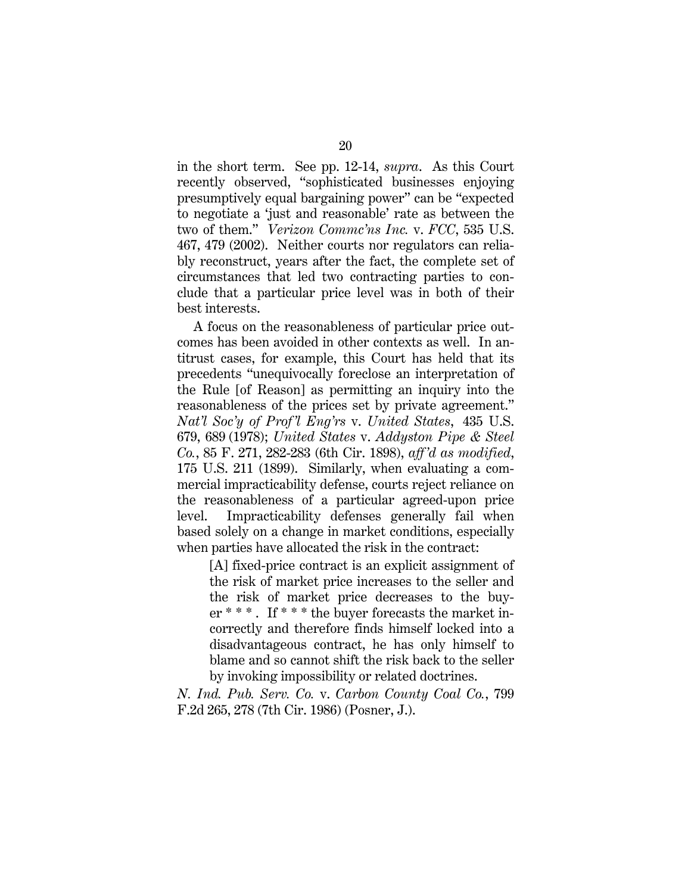in the short term. See pp. 12-14, *supra*. As this Court recently observed, "sophisticated businesses enjoying presumptively equal bargaining power" can be "expected to negotiate a 'just and reasonable' rate as between the two of them." *Verizon Commc'ns Inc.* v. *FCC*, 535 U.S. 467, 479 (2002). Neither courts nor regulators can reliably reconstruct, years after the fact, the complete set of circumstances that led two contracting parties to conclude that a particular price level was in both of their best interests.

A focus on the reasonableness of particular price outcomes has been avoided in other contexts as well. In antitrust cases, for example, this Court has held that its precedents "unequivocally foreclose an interpretation of the Rule [of Reason] as permitting an inquiry into the reasonableness of the prices set by private agreement." *Nat'l Soc'y of Prof'l Eng'rs* v. *United States*, 435 U.S. 679, 689 (1978); *United States* v. *Addyston Pipe & Steel Co.*, 85 F. 271, 282-283 (6th Cir. 1898), *aff'd as modified*, 175 U.S. 211 (1899). Similarly, when evaluating a commercial impracticability defense, courts reject reliance on the reasonableness of a particular agreed-upon price level. Impracticability defenses generally fail when based solely on a change in market conditions, especially when parties have allocated the risk in the contract:

> [A] fixed-price contract is an explicit assignment of the risk of market price increases to the seller and the risk of market price decreases to the buyer * * * . If * * * the buyer forecasts the market incorrectly and therefore finds himself locked into a disadvantageous contract, he has only himself to blame and so cannot shift the risk back to the seller by invoking impossibility or related doctrines.

*N. Ind. Pub. Serv. Co.* v. *Carbon County Coal Co.*, 799 F.2d 265, 278 (7th Cir. 1986) (Posner, J.).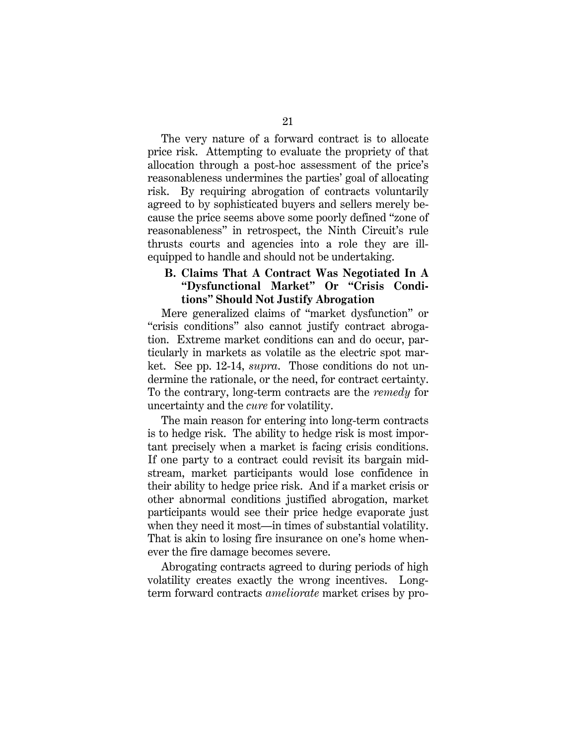The very nature of a forward contract is to allocate price risk. Attempting to evaluate the propriety of that allocation through a post-hoc assessment of the price's reasonableness undermines the parties' goal of allocating risk. By requiring abrogation of contracts voluntarily agreed to by sophisticated buyers and sellers merely because the price seems above some poorly defined "zone of reasonableness" in retrospect, the Ninth Circuit's rule thrusts courts and agencies into a role they are ill-equipped to handle and should not be undertaking.

### B. Claims That A Contract Was Negotiated In A "Dysfunctional Market" Or "Crisis Conditions" Should Not Justify Abrogation

Mere generalized claims of "market dysfunction" or "crisis conditions" also cannot justify contract abrogation. Extreme market conditions can and do occur, particularly in markets as volatile as the electric spot market. See pp. 12-14, *supra*. Those conditions do not undermine the rationale, or the need, for contract certainty. To the contrary, long-term contracts are the *remedy* for uncertainty and the *cure* for volatility.

The main reason for entering into long-term contracts is to hedge risk. The ability to hedge risk is most important precisely when a market is facing crisis conditions. If one party to a contract could revisit its bargain midstream, market participants would lose confidence in their ability to hedge price risk. And if a market crisis or other abnormal conditions justified abrogation, market participants would see their price hedge evaporate just when they need it most—in times of substantial volatility. That is akin to losing fire insurance on one's home whenever the fire damage becomes severe.

Abrogating contracts agreed to during periods of high volatility creates exactly the wrong incentives. Long-term forward contracts *ameliorate* market crises by pro-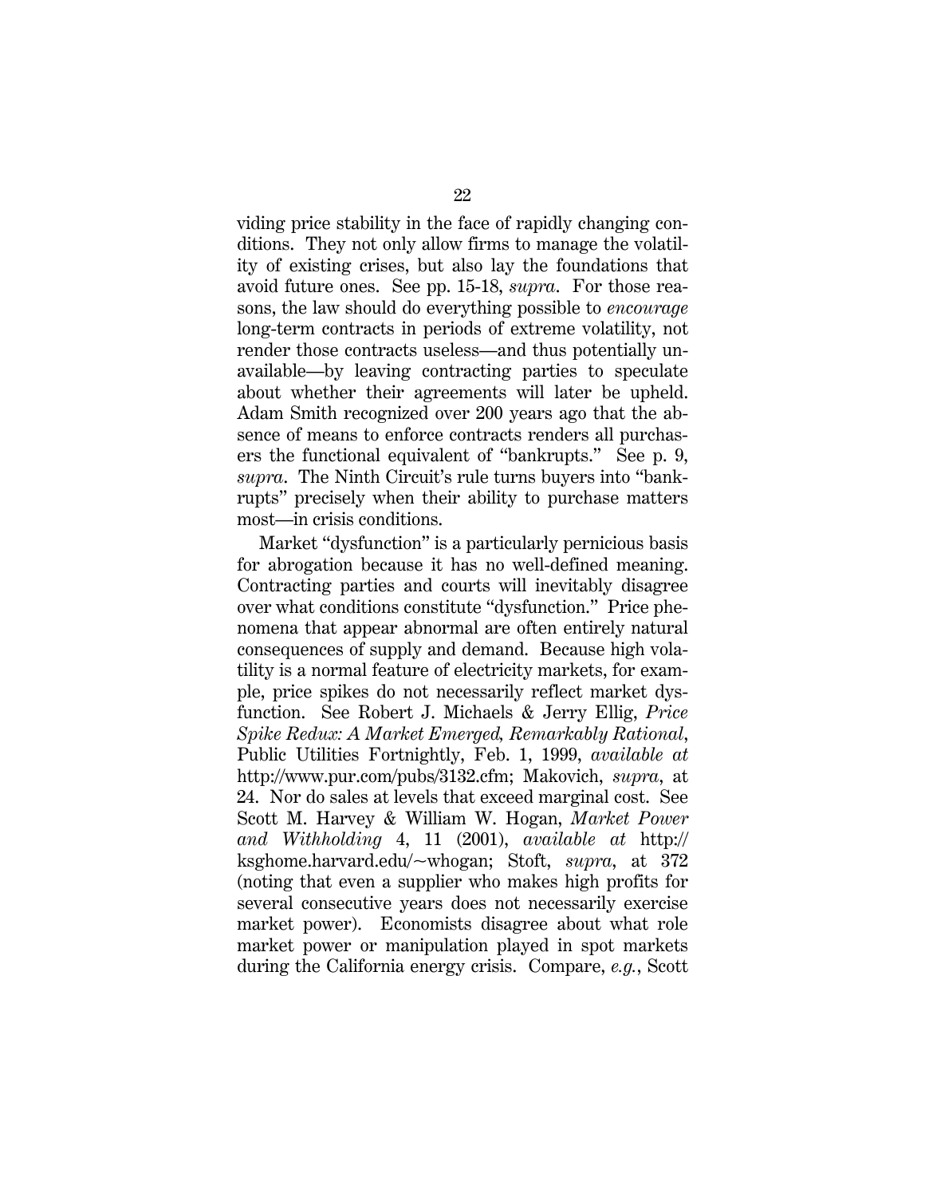viding price stability in the face of rapidly changing conditions. They not only allow firms to manage the volatility of existing crises, but also lay the foundations that avoid future ones. See pp. 15-18, *supra*. For those reasons, the law should do everything possible to *encourage* long-term contracts in periods of extreme volatility, not render those contracts useless—and thus potentially unavailable—by leaving contracting parties to speculate about whether their agreements will later be upheld. Adam Smith recognized over 200 years ago that the absence of means to enforce contracts renders all purchasers the functional equivalent of "bankrupts." See p. 9, *supra*. The Ninth Circuit's rule turns buyers into "bankrupts" precisely when their ability to purchase matters most—in crisis conditions.

Market "dysfunction" is a particularly pernicious basis for abrogation because it has no well-defined meaning. Contracting parties and courts will inevitably disagree over what conditions constitute "dysfunction." Price phenomena that appear abnormal are often entirely natural consequences of supply and demand. Because high volatility is a normal feature of electricity markets, for example, price spikes do not necessarily reflect market dysfunction. See Robert J. Michaels & Jerry Ellig, *Price Spike Redux: A Market Emerged, Remarkably Rational*, Public Utilities Fortnightly, Feb. 1, 1999, *available at* http://www.pur.com/pubs/3132.cfm; Makovich, *supra*, at 24. Nor do sales at levels that exceed marginal cost. See Scott M. Harvey & William W. Hogan, *Market Power and Withholding* 4, 11 (2001), *available at* http://ksghome.harvard.edu/~whogan; Stoft, *supra*, at 372 (noting that even a supplier who makes high profits for several consecutive years does not necessarily exercise market power). Economists disagree about what role market power or manipulation played in spot markets during the California energy crisis. Compare, *e.g.*, Scott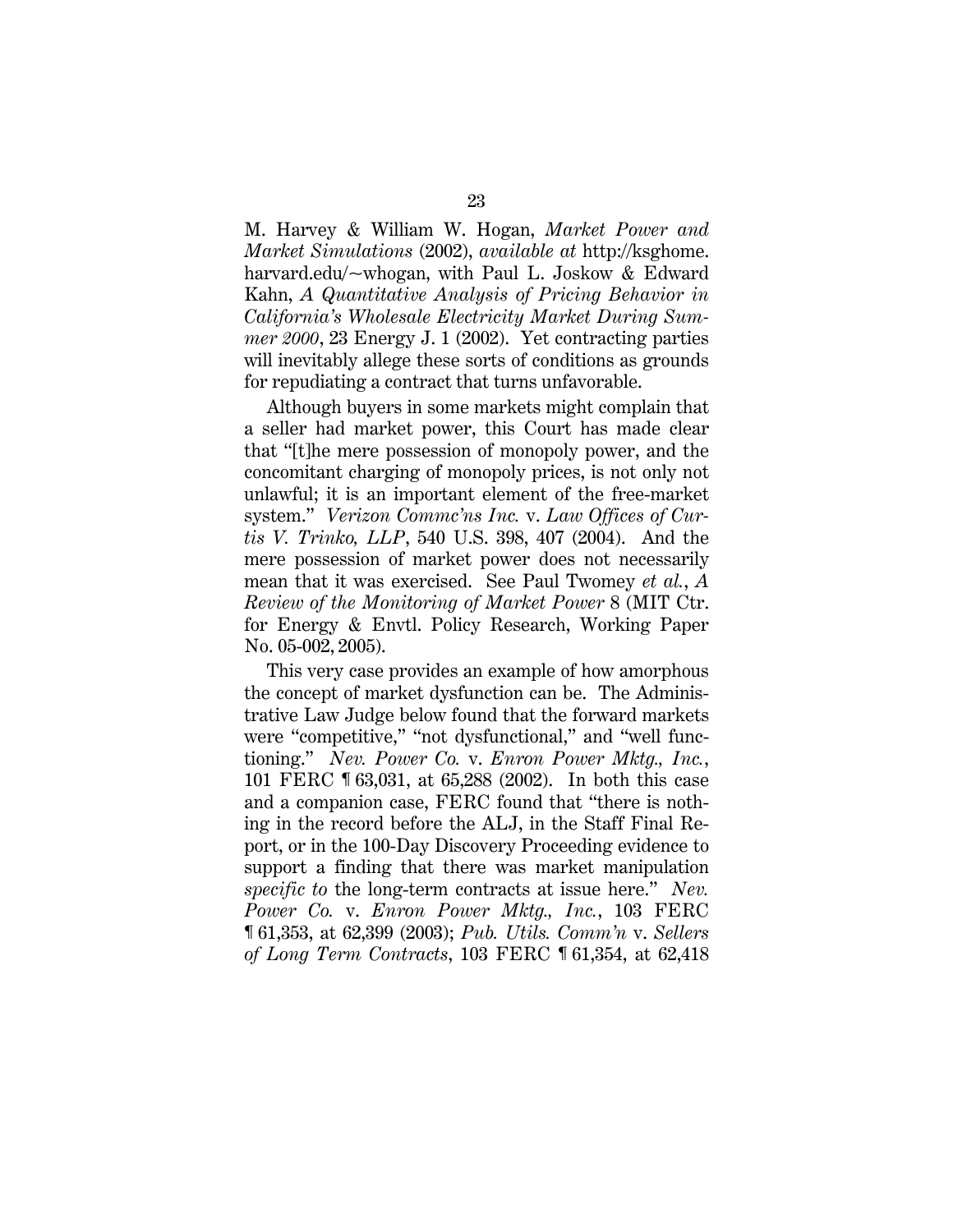M. Harvey & William W. Hogan, *Market Power and Market Simulations* (2002), *available at* http://ksghome.harvard.edu/~whogan, with Paul L. Joskow & Edward Kahn, *A Quantitative Analysis of Pricing Behavior in California's Wholesale Electricity Market During Summer 2000*, 23 Energy J. 1 (2002). Yet contracting parties will inevitably allege these sorts of conditions as grounds for repudiating a contract that turns unfavorable.

Although buyers in some markets might complain that a seller had market power, this Court has made clear that "[t]he mere possession of monopoly power, and the concomitant charging of monopoly prices, is not only not unlawful; it is an important element of the free-market system." *Verizon Commc'ns Inc.* v. *Law Offices of Curtis V. Trinko, LLP*, 540 U.S. 398, 407 (2004). And the mere possession of market power does not necessarily mean that it was exercised. See Paul Twomey *et al.*, *A Review of the Monitoring of Market Power* 8 (MIT Ctr. for Energy & Envtl. Policy Research, Working Paper No. 05-002, 2005).

This very case provides an example of how amorphous the concept of market dysfunction can be. The Administrative Law Judge below found that the forward markets were "competitive," "not dysfunctional," and "well functioning." *Nev. Power Co.* v. *Enron Power Mktg., Inc.*, 101 FERC ¶ 63,031, at 65,288 (2002). In both this case and a companion case, FERC found that "there is nothing in the record before the ALJ, in the Staff Final Report, or in the 100-Day Discovery Proceeding evidence to support a finding that there was market manipulation *specific to* the long-term contracts at issue here." *Nev. Power Co.* v. *Enron Power Mktg., Inc.*, 103 FERC ¶ 61,353, at 62,399 (2003); *Pub. Utils. Comm'n* v. *Sellers of Long Term Contracts*, 103 FERC ¶ 61,354, at 62,418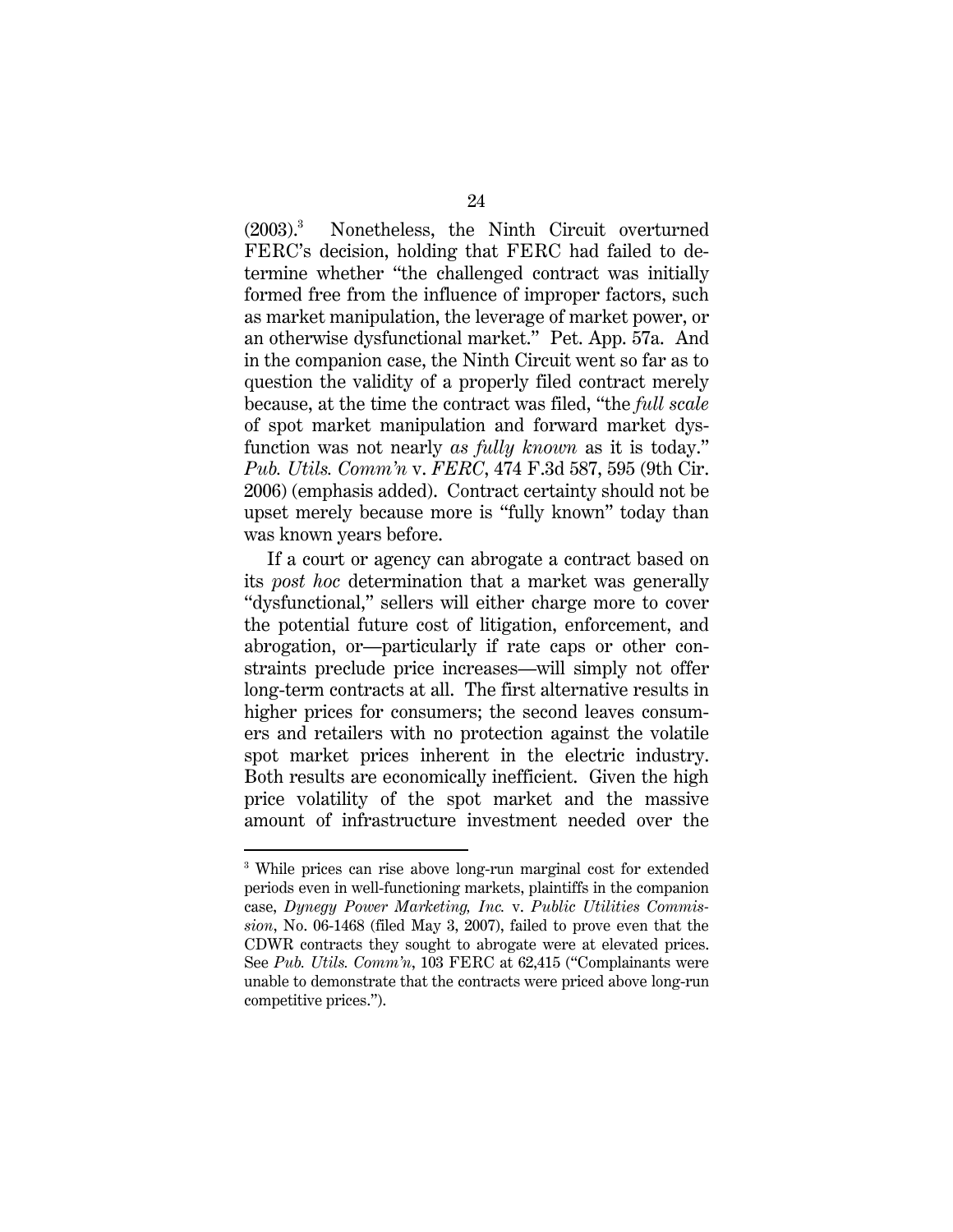(2003).[3] Nonetheless, the Ninth Circuit overturned FERC's decision, holding that FERC had failed to determine whether "the challenged contract was initially formed free from the influence of improper factors, such as market manipulation, the leverage of market power, or an otherwise dysfunctional market." Pet. App. 57a. And in the companion case, the Ninth Circuit went so far as to question the validity of a properly filed contract merely because, at the time the contract was filed, "the *full scale* of spot market manipulation and forward market dysfunction was not nearly *as fully known* as it is today." *Pub. Utils. Comm'n* v. *FERC*, 474 F.3d 587, 595 (9th Cir. 2006) (emphasis added). Contract certainty should not be upset merely because more is "fully known" today than was known years before.

If a court or agency can abrogate a contract based on its *post hoc* determination that a market was generally "dysfunctional," sellers will either charge more to cover the potential future cost of litigation, enforcement, and abrogation, or—particularly if rate caps or other constraints preclude price increases—will simply not offer long-term contracts at all. The first alternative results in higher prices for consumers; the second leaves consumers and retailers with no protection against the volatile spot market prices inherent in the electric industry. Both results are economically inefficient. Given the high price volatility of the spot market and the massive amount of infrastructure investment needed over the

---

[3] While prices can rise above long-run marginal cost for extended periods even in well-functioning markets, plaintiffs in the companion case, *Dynegy Power Marketing, Inc.* v. *Public Utilities Commission*, No. 06-1468 (filed May 3, 2007), failed to prove even that the CDWR contracts they sought to abrogate were at elevated prices. See *Pub. Utils. Comm'n*, 103 FERC at 62,415 ("Complainants were unable to demonstrate that the contracts were priced above long-run competitive prices.").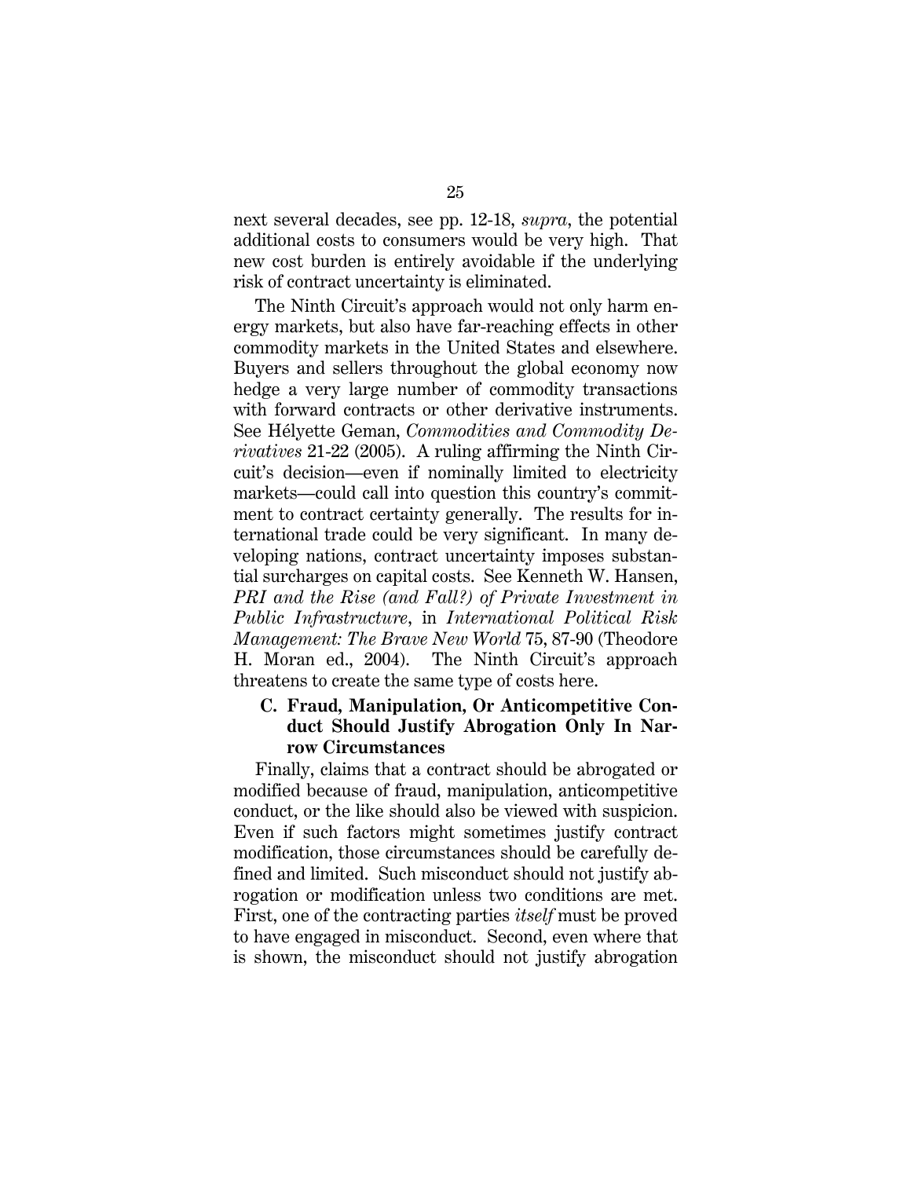next several decades, see pp. 12-18, *supra*, the potential additional costs to consumers would be very high. That new cost burden is entirely avoidable if the underlying risk of contract uncertainty is eliminated.

The Ninth Circuit's approach would not only harm energy markets, but also have far-reaching effects in other commodity markets in the United States and elsewhere. Buyers and sellers throughout the global economy now hedge a very large number of commodity transactions with forward contracts or other derivative instruments. See Hélyette Geman, *Commodities and Commodity Derivatives* 21-22 (2005). A ruling affirming the Ninth Circuit's decision—even if nominally limited to electricity markets—could call into question this country's commitment to contract certainty generally. The results for international trade could be very significant. In many developing nations, contract uncertainty imposes substantial surcharges on capital costs. See Kenneth W. Hansen, *PRI and the Rise (and Fall?) of Private Investment in Public Infrastructure*, in *International Political Risk Management: The Brave New World* 75, 87-90 (Theodore H. Moran ed., 2004). The Ninth Circuit's approach threatens to create the same type of costs here.

### C. Fraud, Manipulation, Or Anticompetitive Conduct Should Justify Abrogation Only In Narrow Circumstances

Finally, claims that a contract should be abrogated or modified because of fraud, manipulation, anticompetitive conduct, or the like should also be viewed with suspicion. Even if such factors might sometimes justify contract modification, those circumstances should be carefully defined and limited. Such misconduct should not justify abrogation or modification unless two conditions are met. First, one of the contracting parties *itself* must be proved to have engaged in misconduct. Second, even where that is shown, the misconduct should not justify abrogation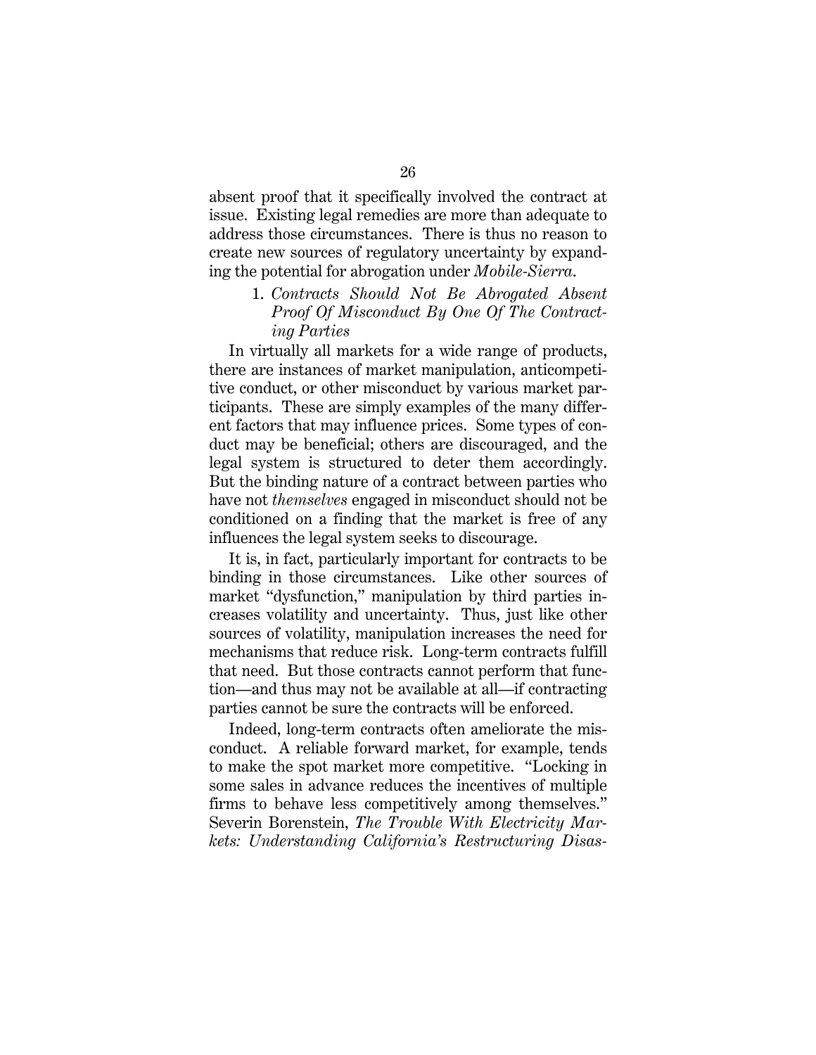absent proof that it specifically involved the contract at issue. Existing legal remedies are more than adequate to address those circumstances. There is thus no reason to create new sources of regulatory uncertainty by expanding the potential for abrogation under *Mobile-Sierra*.

1. *Contracts Should Not Be Abrogated Absent Proof Of Misconduct By One Of The Contracting Parties*

In virtually all markets for a wide range of products, there are instances of market manipulation, anticompetitive conduct, or other misconduct by various market participants. These are simply examples of the many different factors that may influence prices. Some types of conduct may be beneficial; others are discouraged, and the legal system is structured to deter them accordingly. But the binding nature of a contract between parties who have not *themselves* engaged in misconduct should not be conditioned on a finding that the market is free of any influences the legal system seeks to discourage.

It is, in fact, particularly important for contracts to be binding in those circumstances. Like other sources of market "dysfunction," manipulation by third parties increases volatility and uncertainty. Thus, just like other sources of volatility, manipulation increases the need for mechanisms that reduce risk. Long-term contracts fulfill that need. But those contracts cannot perform that function—and thus may not be available at all—if contracting parties cannot be sure the contracts will be enforced.

Indeed, long-term contracts often ameliorate the misconduct. A reliable forward market, for example, tends to make the spot market more competitive. "Locking in some sales in advance reduces the incentives of multiple firms to behave less competitively among themselves." Severin Borenstein, *The Trouble With Electricity Markets: Understanding California's Restructuring Disas-*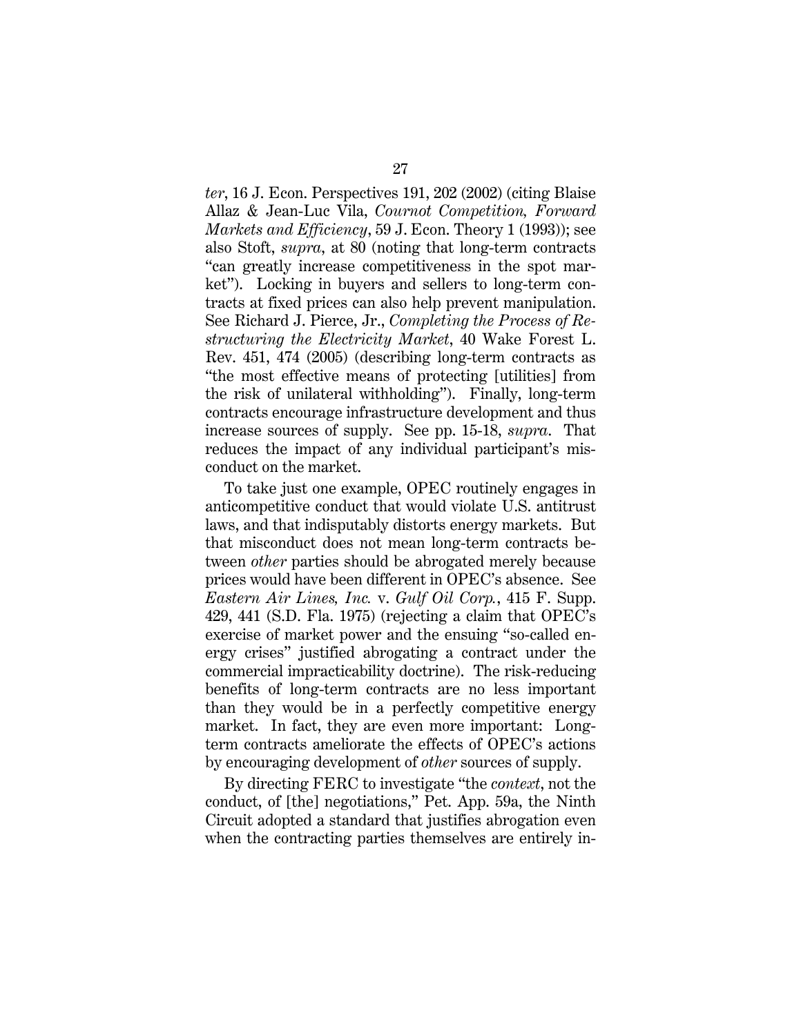*ter*, 16 J. Econ. Perspectives 191, 202 (2002) (citing Blaise Allaz & Jean-Luc Vila, *Cournot Competition, Forward Markets and Efficiency*, 59 J. Econ. Theory 1 (1993)); see also Stoft, *supra*, at 80 (noting that long-term contracts "can greatly increase competitiveness in the spot market"). Locking in buyers and sellers to long-term contracts at fixed prices can also help prevent manipulation. See Richard J. Pierce, Jr., *Completing the Process of Restructuring the Electricity Market*, 40 Wake Forest L. Rev. 451, 474 (2005) (describing long-term contracts as "the most effective means of protecting [utilities] from the risk of unilateral withholding"). Finally, long-term contracts encourage infrastructure development and thus increase sources of supply. See pp. 15-18, *supra*. That reduces the impact of any individual participant's misconduct on the market.

To take just one example, OPEC routinely engages in anticompetitive conduct that would violate U.S. antitrust laws, and that indisputably distorts energy markets. But that misconduct does not mean long-term contracts between *other* parties should be abrogated merely because prices would have been different in OPEC's absence. See *Eastern Air Lines, Inc.* v. *Gulf Oil Corp.*, 415 F. Supp. 429, 441 (S.D. Fla. 1975) (rejecting a claim that OPEC's exercise of market power and the ensuing "so-called energy crises" justified abrogating a contract under the commercial impracticability doctrine). The risk-reducing benefits of long-term contracts are no less important than they would be in a perfectly competitive energy market. In fact, they are even more important: Long-term contracts ameliorate the effects of OPEC's actions by encouraging development of *other* sources of supply.

By directing FERC to investigate "the *context*, not the conduct, of [the] negotiations," Pet. App. 59a, the Ninth Circuit adopted a standard that justifies abrogation even when the contracting parties themselves are entirely in-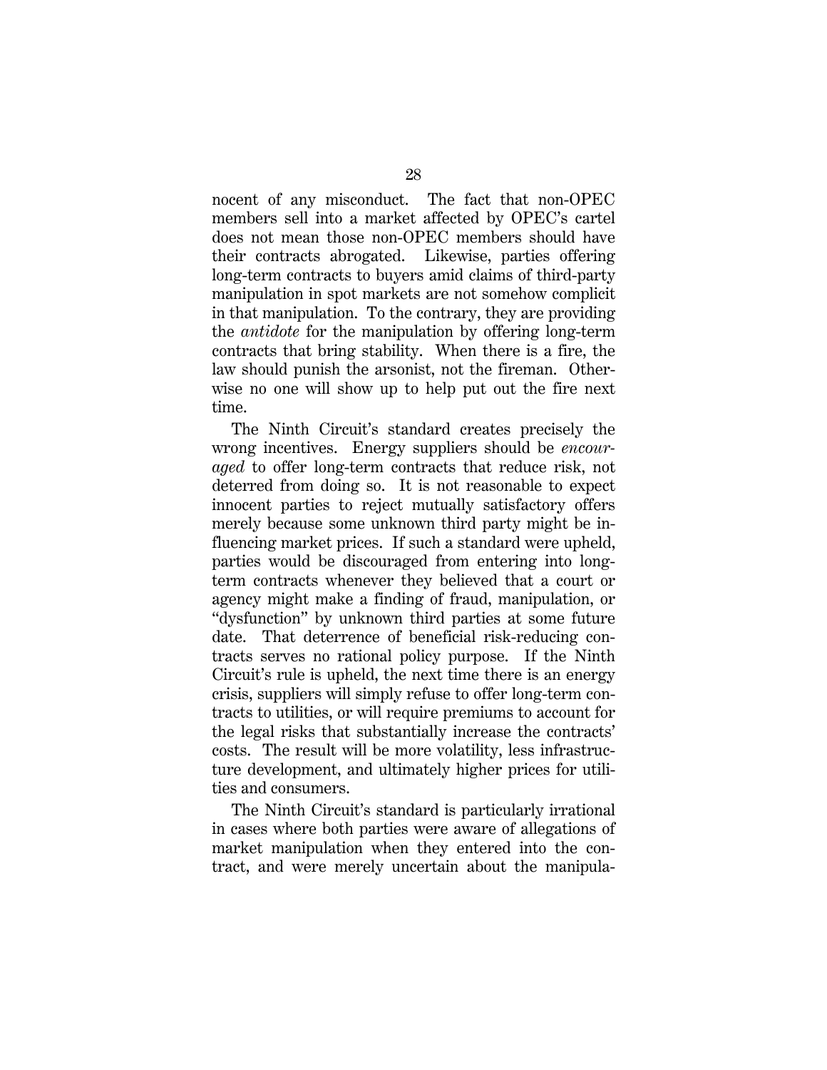nocent of any misconduct. The fact that non-OPEC members sell into a market affected by OPEC's cartel does not mean those non-OPEC members should have their contracts abrogated. Likewise, parties offering long-term contracts to buyers amid claims of third-party manipulation in spot markets are not somehow complicit in that manipulation. To the contrary, they are providing the *antidote* for the manipulation by offering long-term contracts that bring stability. When there is a fire, the law should punish the arsonist, not the fireman. Otherwise no one will show up to help put out the fire next time.

The Ninth Circuit's standard creates precisely the wrong incentives. Energy suppliers should be *encouraged* to offer long-term contracts that reduce risk, not deterred from doing so. It is not reasonable to expect innocent parties to reject mutually satisfactory offers merely because some unknown third party might be influencing market prices. If such a standard were upheld, parties would be discouraged from entering into long-term contracts whenever they believed that a court or agency might make a finding of fraud, manipulation, or "dysfunction" by unknown third parties at some future date. That deterrence of beneficial risk-reducing contracts serves no rational policy purpose. If the Ninth Circuit's rule is upheld, the next time there is an energy crisis, suppliers will simply refuse to offer long-term contracts to utilities, or will require premiums to account for the legal risks that substantially increase the contracts' costs. The result will be more volatility, less infrastructure development, and ultimately higher prices for utilities and consumers.

The Ninth Circuit's standard is particularly irrational in cases where both parties were aware of allegations of market manipulation when they entered into the contract, and were merely uncertain about the manipula-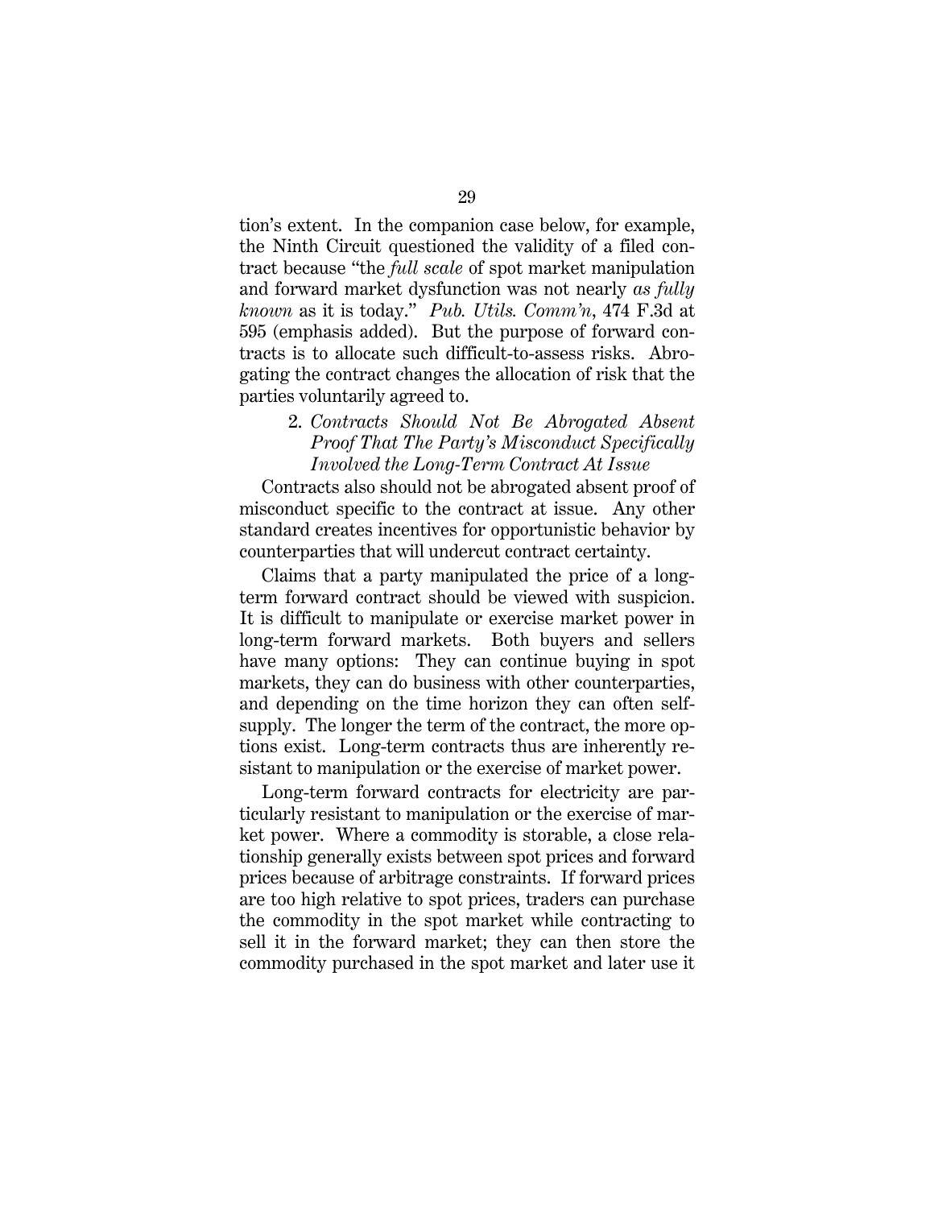tion's extent. In the companion case below, for example, the Ninth Circuit questioned the validity of a filed contract because "the *full scale* of spot market manipulation and forward market dysfunction was not nearly *as fully known* as it is today." *Pub. Utils. Comm'n*, 474 F.3d at 595 (emphasis added). But the purpose of forward contracts is to allocate such difficult-to-assess risks. Abrogating the contract changes the allocation of risk that the parties voluntarily agreed to.

2. *Contracts Should Not Be Abrogated Absent Proof That The Party's Misconduct Specifically Involved the Long-Term Contract At Issue*

Contracts also should not be abrogated absent proof of misconduct specific to the contract at issue. Any other standard creates incentives for opportunistic behavior by counterparties that will undercut contract certainty.

Claims that a party manipulated the price of a long-term forward contract should be viewed with suspicion. It is difficult to manipulate or exercise market power in long-term forward markets. Both buyers and sellers have many options: They can continue buying in spot markets, they can do business with other counterparties, and depending on the time horizon they can often self-supply. The longer the term of the contract, the more options exist. Long-term contracts thus are inherently resistant to manipulation or the exercise of market power.

Long-term forward contracts for electricity are particularly resistant to manipulation or the exercise of market power. Where a commodity is storable, a close relationship generally exists between spot prices and forward prices because of arbitrage constraints. If forward prices are too high relative to spot prices, traders can purchase the commodity in the spot market while contracting to sell it in the forward market; they can then store the commodity purchased in the spot market and later use it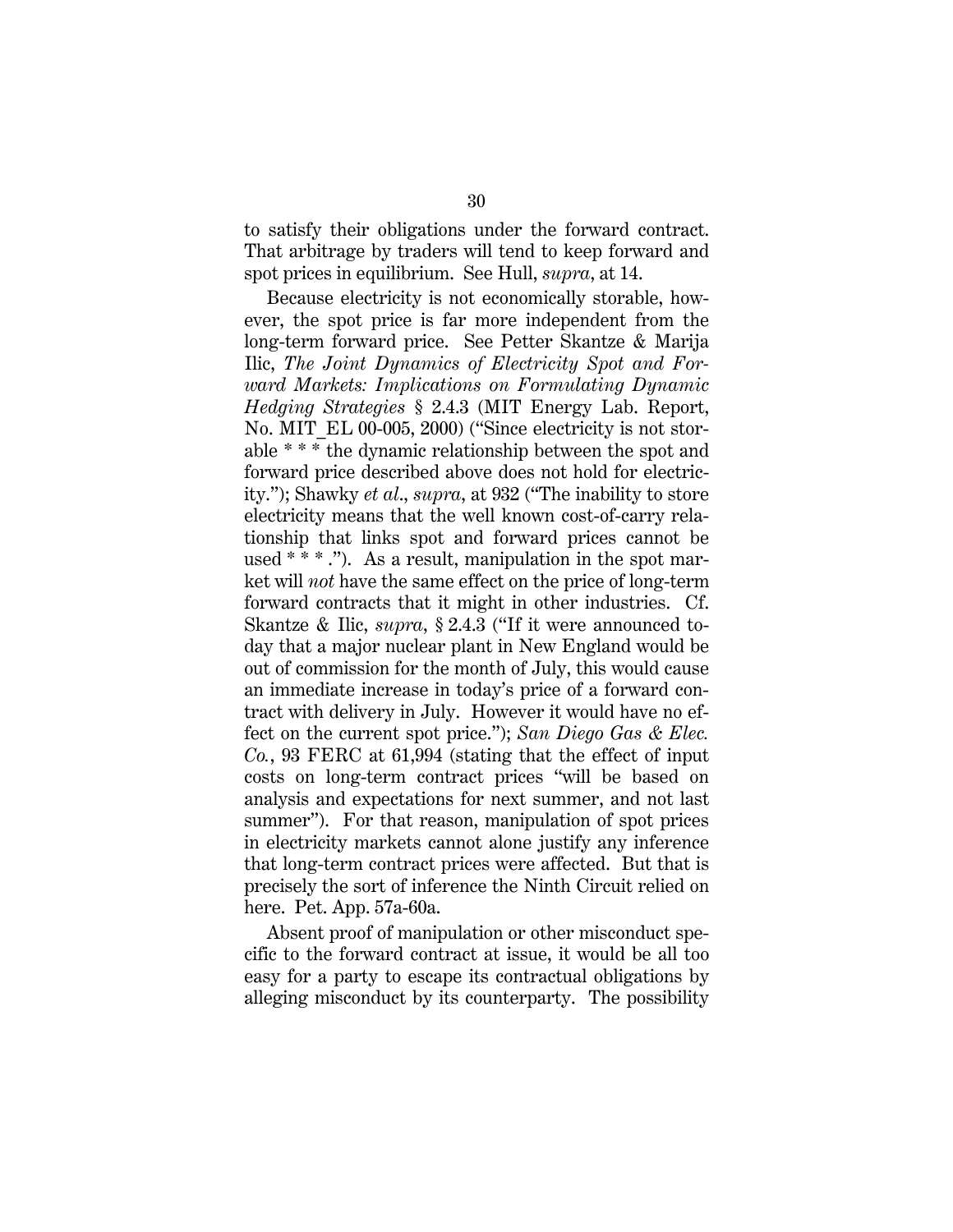to satisfy their obligations under the forward contract. That arbitrage by traders will tend to keep forward and spot prices in equilibrium. See Hull, *supra*, at 14.

Because electricity is not economically storable, however, the spot price is far more independent from the long-term forward price. See Petter Skantze & Marija Ilic, *The Joint Dynamics of Electricity Spot and Forward Markets: Implications on Formulating Dynamic Hedging Strategies* § 2.4.3 (MIT Energy Lab. Report, No. MIT_EL 00-005, 2000) ("Since electricity is not storable * * * the dynamic relationship between the spot and forward price described above does not hold for electricity."); Shawky *et al.*, *supra*, at 932 ("The inability to store electricity means that the well known cost-of-carry relationship that links spot and forward prices cannot be used * * * ."). As a result, manipulation in the spot market will *not* have the same effect on the price of long-term forward contracts that it might in other industries. Cf. Skantze & Ilic, *supra*, § 2.4.3 ("If it were announced today that a major nuclear plant in New England would be out of commission for the month of July, this would cause an immediate increase in today's price of a forward contract with delivery in July. However it would have no effect on the current spot price."); *San Diego Gas & Elec. Co.*, 93 FERC at 61,994 (stating that the effect of input costs on long-term contract prices "will be based on analysis and expectations for next summer, and not last summer"). For that reason, manipulation of spot prices in electricity markets cannot alone justify any inference that long-term contract prices were affected. But that is precisely the sort of inference the Ninth Circuit relied on here. Pet. App. 57a-60a.

Absent proof of manipulation or other misconduct specific to the forward contract at issue, it would be all too easy for a party to escape its contractual obligations by alleging misconduct by its counterparty. The possibility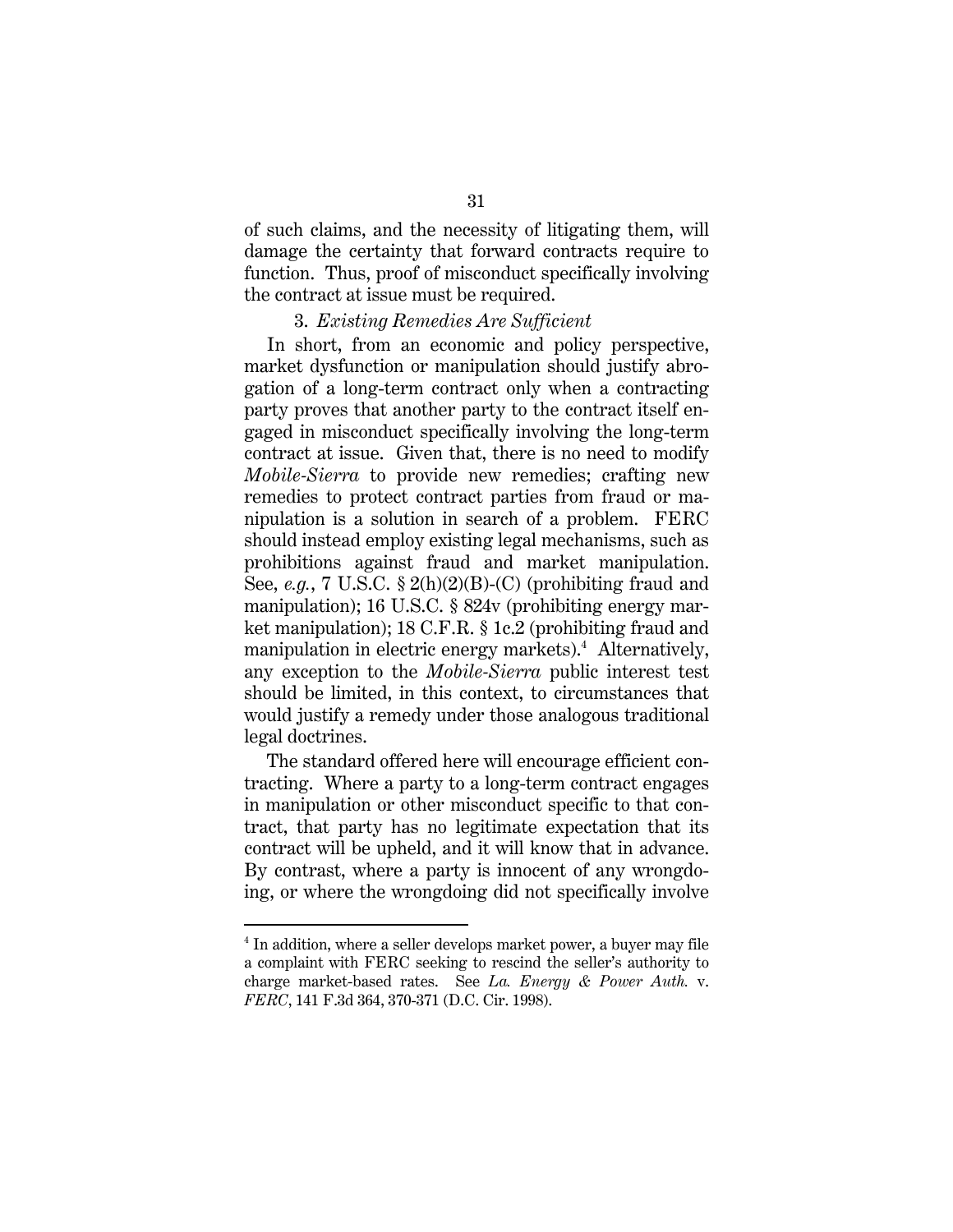of such claims, and the necessity of litigating them, will damage the certainty that forward contracts require to function. Thus, proof of misconduct specifically involving the contract at issue must be required.

### 3. *Existing Remedies Are Sufficient*

In short, from an economic and policy perspective, market dysfunction or manipulation should justify abrogation of a long-term contract only when a contracting party proves that another party to the contract itself engaged in misconduct specifically involving the long-term contract at issue. Given that, there is no need to modify *Mobile-Sierra* to provide new remedies; crafting new remedies to protect contract parties from fraud or manipulation is a solution in search of a problem. FERC should instead employ existing legal mechanisms, such as prohibitions against fraud and market manipulation. See, *e.g.*, 7 U.S.C. § 2(h)(2)(B)-(C) (prohibiting fraud and manipulation); 16 U.S.C. § 824v (prohibiting energy market manipulation); 18 C.F.R. § 1c.2 (prohibiting fraud and manipulation in electric energy markets).[4] Alternatively, any exception to the *Mobile-Sierra* public interest test should be limited, in this context, to circumstances that would justify a remedy under those analogous traditional legal doctrines.

The standard offered here will encourage efficient contracting. Where a party to a long-term contract engages in manipulation or other misconduct specific to that contract, that party has no legitimate expectation that its contract will be upheld, and it will know that in advance. By contrast, where a party is innocent of any wrongdoing, or where the wrongdoing did not specifically involve

---

[4] In addition, where a seller develops market power, a buyer may file a complaint with FERC seeking to rescind the seller's authority to charge market-based rates. See *La. Energy & Power Auth.* v. *FERC*, 141 F.3d 364, 370-371 (D.C. Cir. 1998).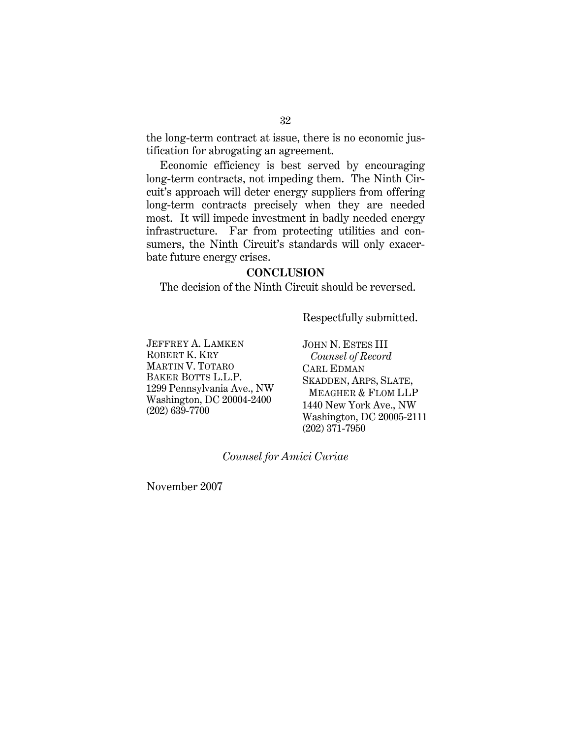the long-term contract at issue, there is no economic justification for abrogating an agreement.

Economic efficiency is best served by encouraging long-term contracts, not impeding them. The Ninth Circuit's approach will deter energy suppliers from offering long-term contracts precisely when they are needed most. It will impede investment in badly needed energy infrastructure. Far from protecting utilities and consumers, the Ninth Circuit's standards will only exacerbate future energy crises.

## CONCLUSION

The decision of the Ninth Circuit should be reversed.

Respectfully submitted.

JEFFREY A. LAMKEN
ROBERT K. KRY
MARTIN V. TOTARO
BAKER BOTTS L.L.P.
1299 Pennsylvania Ave., NW
Washington, DC 20004-2400
(202) 639-7700

JOHN N. ESTES III
*Counsel of Record*
CARL EDMAN
SKADDEN, ARPS, SLATE, MEAGHER & FLOM LLP
1440 New York Ave., NW
Washington, DC 20005-2111
(202) 371-7950

*Counsel for Amici Curiae*

November 2007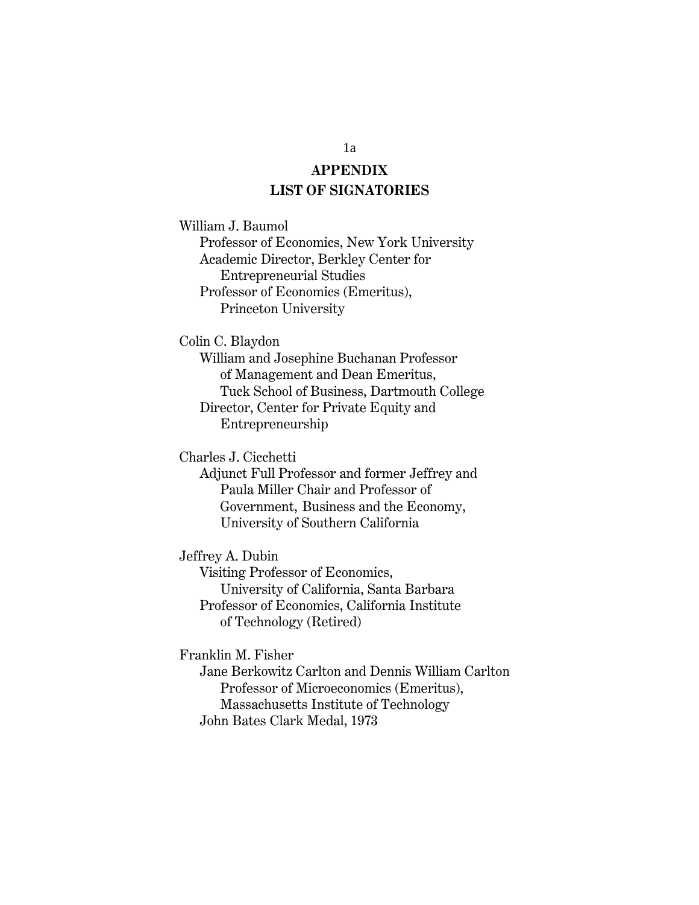## APPENDIX
## LIST OF SIGNATORIES

William J. Baumol
- Professor of Economics, New York University
- Academic Director, Berkley Center for Entrepreneurial Studies
- Professor of Economics (Emeritus), Princeton University

Colin C. Blaydon
- William and Josephine Buchanan Professor of Management and Dean Emeritus, Tuck School of Business, Dartmouth College
- Director, Center for Private Equity and Entrepreneurship

Charles J. Cicchetti
- Adjunct Full Professor and former Jeffrey and Paula Miller Chair and Professor of Government, Business and the Economy, University of Southern California

Jeffrey A. Dubin
- Visiting Professor of Economics, University of California, Santa Barbara
- Professor of Economics, California Institute of Technology (Retired)

Franklin M. Fisher
- Jane Berkowitz Carlton and Dennis William Carlton Professor of Microeconomics (Emeritus), Massachusetts Institute of Technology
- John Bates Clark Medal, 1973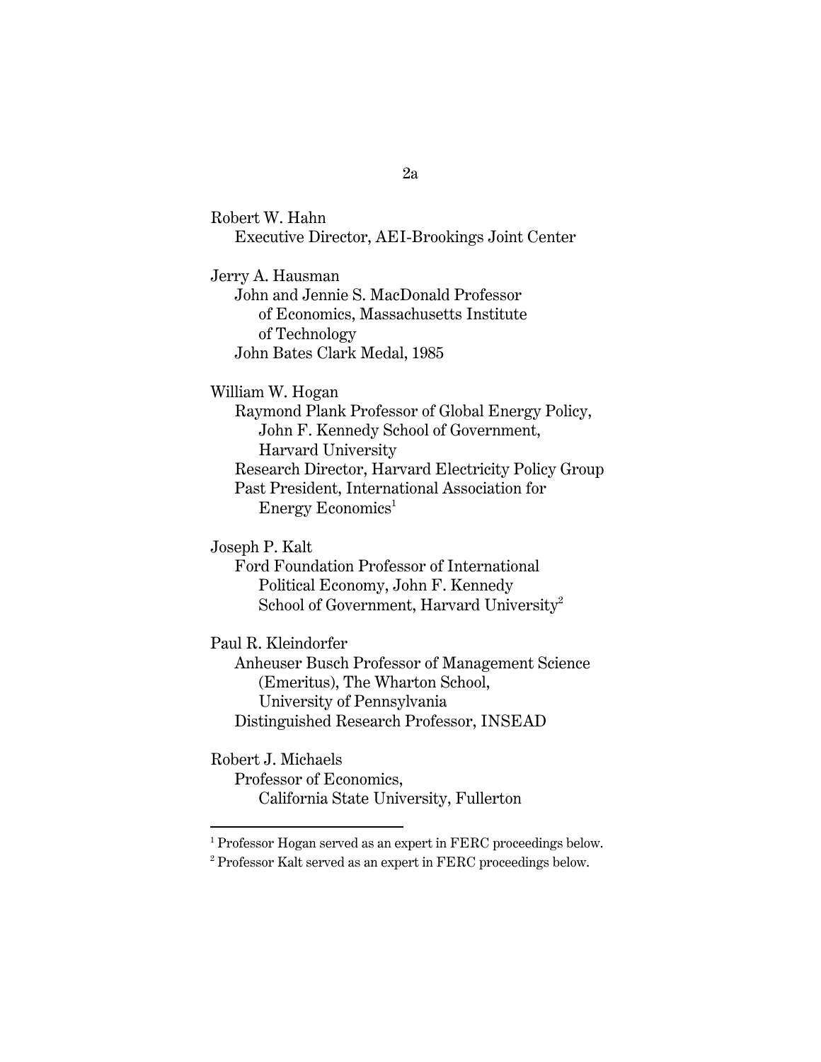Robert W. Hahn
Executive Director, AEI-Brookings Joint Center

Jerry A. Hausman
John and Jennie S. MacDonald Professor of Economics, Massachusetts Institute of Technology
John Bates Clark Medal, 1985

William W. Hogan
Raymond Plank Professor of Global Energy Policy, John F. Kennedy School of Government, Harvard University
Research Director, Harvard Electricity Policy Group
Past President, International Association for Energy Economics[1]

Joseph P. Kalt
Ford Foundation Professor of International Political Economy, John F. Kennedy School of Government, Harvard University[2]

Paul R. Kleindorfer
Anheuser Busch Professor of Management Science (Emeritus), The Wharton School, University of Pennsylvania
Distinguished Research Professor, INSEAD

Robert J. Michaels
Professor of Economics, California State University, Fullerton

---

[1] Professor Hogan served as an expert in FERC proceedings below.

[2] Professor Kalt served as an expert in FERC proceedings below.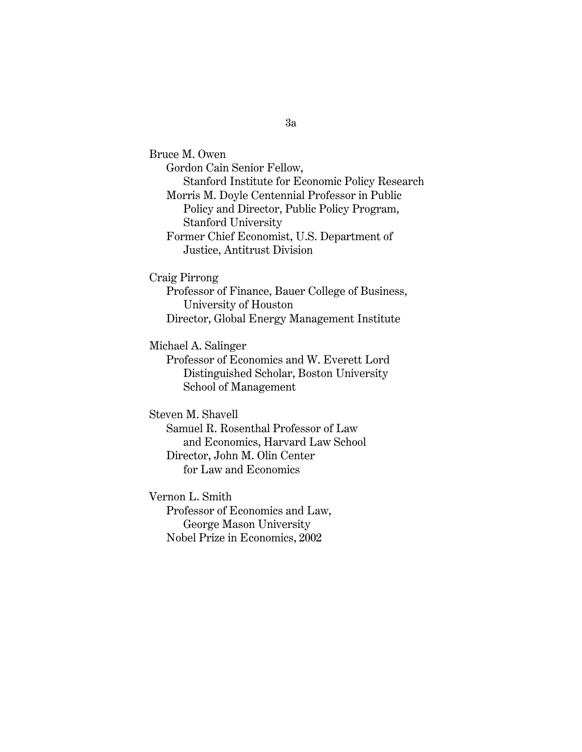Bruce M. Owen
Gordon Cain Senior Fellow,
Stanford Institute for Economic Policy Research
Morris M. Doyle Centennial Professor in Public Policy and Director, Public Policy Program, Stanford University
Former Chief Economist, U.S. Department of Justice, Antitrust Division

Craig Pirrong
Professor of Finance, Bauer College of Business, University of Houston
Director, Global Energy Management Institute

Michael A. Salinger
Professor of Economics and W. Everett Lord Distinguished Scholar, Boston University School of Management

Steven M. Shavell
Samuel R. Rosenthal Professor of Law and Economics, Harvard Law School
Director, John M. Olin Center for Law and Economics

Vernon L. Smith
Professor of Economics and Law, George Mason University
Nobel Prize in Economics, 2002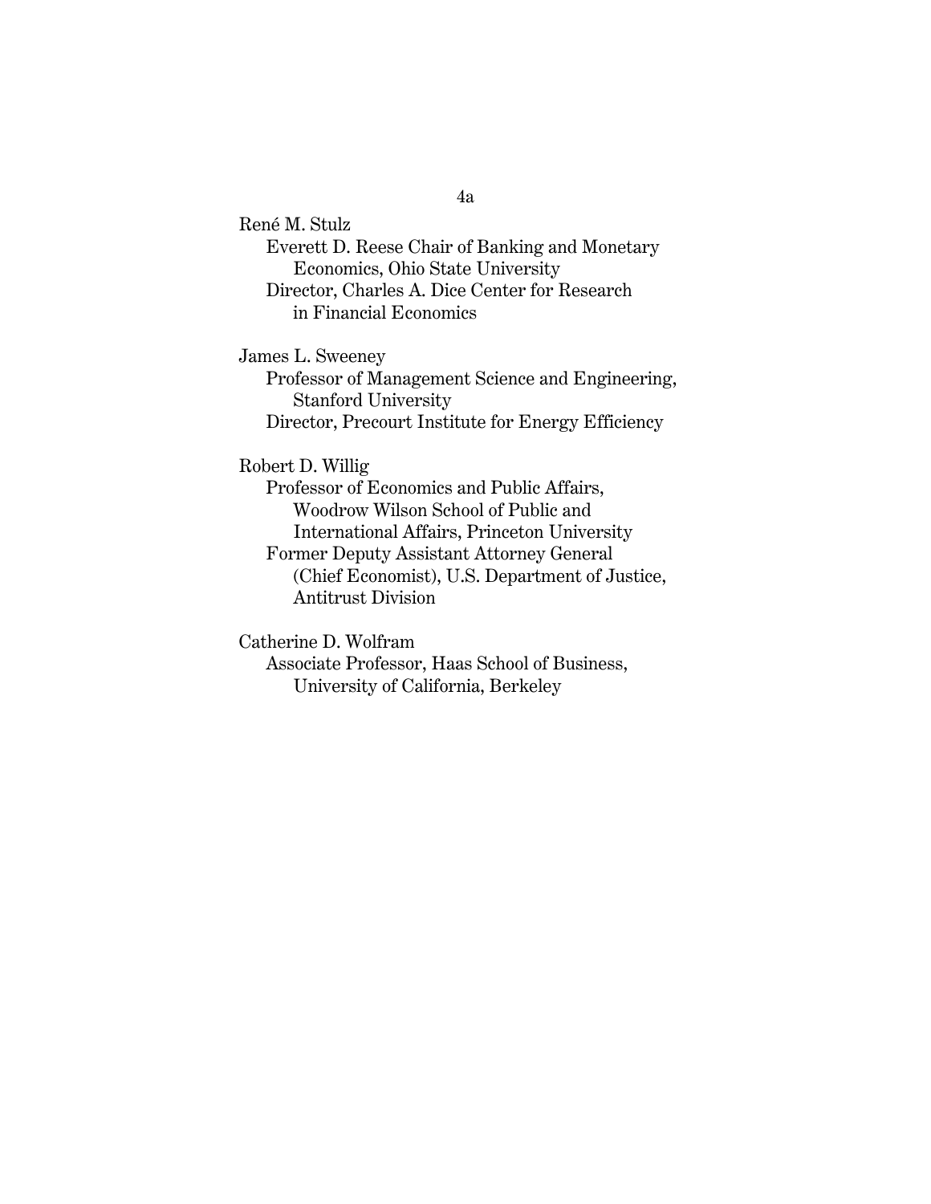René M. Stulz
Everett D. Reese Chair of Banking and Monetary Economics, Ohio State University
Director, Charles A. Dice Center for Research in Financial Economics

James L. Sweeney
Professor of Management Science and Engineering, Stanford University
Director, Precourt Institute for Energy Efficiency

Robert D. Willig
Professor of Economics and Public Affairs, Woodrow Wilson School of Public and International Affairs, Princeton University
Former Deputy Assistant Attorney General (Chief Economist), U.S. Department of Justice, Antitrust Division

Catherine D. Wolfram
Associate Professor, Haas School of Business, University of California, Berkeley